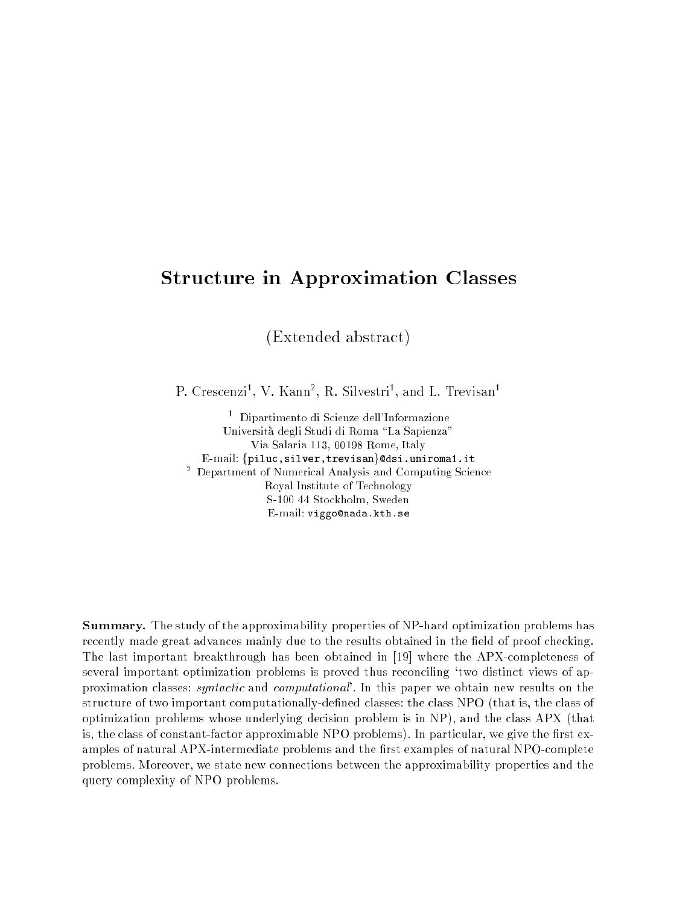# Structure in Approximation Classes

(Extended abstract)

P. Crescenzi[1], V. Kann[2], R. Silvestri[1], and L. Trevisan[1]

[1] Dipartimento di Scienze dell'Informazione
Università degli Studi di Roma "La Sapienza"
Via Salaria 113, 00198 Rome, Italy
E-mail: {piluc,silver,trevisan}@dsi.uniroma1.it

[2] Department of Numerical Analysis and Computing Science
Royal Institute of Technology
S-100 44 Stockholm, Sweden
E-mail: viggo@nada.kth.se

**Summary.** The study of the approximability properties of NP-hard optimization problems has recently made great advances mainly due to the results obtained in the field of proof checking. The last important breakthrough has been obtained in [19] where the APX-completeness of several important optimization problems is proved thus reconciling 'two distinct views of approximation classes: *syntactic* and *computational*'. In this paper we obtain new results on the structure of two important computationally-defined classes: the class NPO (that is, the class of optimization problems whose underlying decision problem is in NP), and the class APX (that is, the class of constant-factor approximable NPO problems). In particular, we give the first examples of natural APX-intermediate problems and the first examples of natural NPO-complete problems. Moreover, we state new connections between the approximability properties and the query complexity of NPO problems.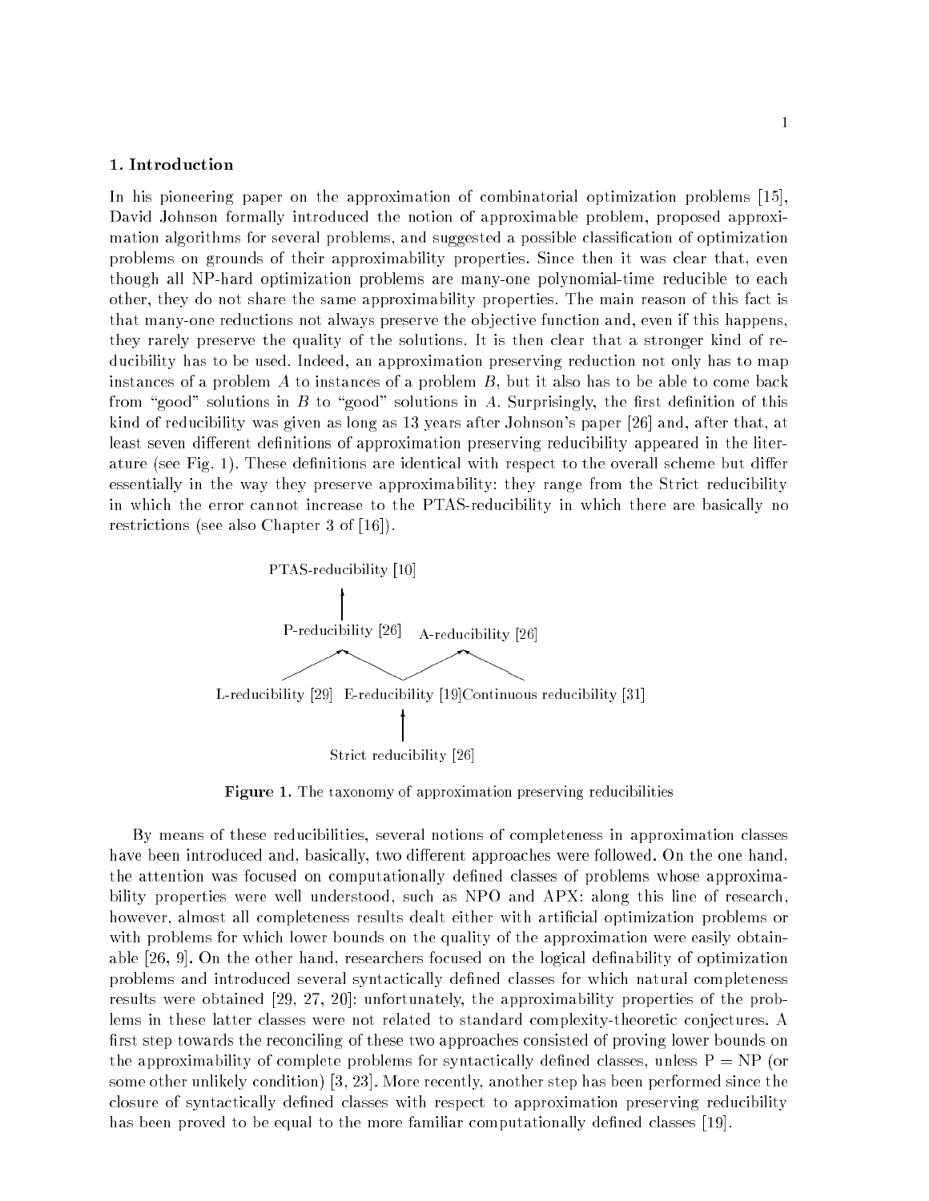## 1. Introduction

In his pioneering paper on the approximation of combinatorial optimization problems [15], David Johnson formally introduced the notion of approximable problem, proposed approximation algorithms for several problems, and suggested a possible classification of optimization problems on grounds of their approximability properties. Since then it was clear that, even though all NP-hard optimization problems are many-one polynomial-time reducible to each other, they do not share the same approximability properties. The main reason of this fact is that many-one reductions not always preserve the objective function and, even if this happens, they rarely preserve the quality of the solutions. It is then clear that a stronger kind of reducibility has to be used. Indeed, an approximation preserving reduction not only has to map instances of a problem $A$ to instances of a problem $B$, but it also has to be able to come back from "good" solutions in $B$ to "good" solutions in $A$. Surprisingly, the first definition of this kind of reducibility was given as long as 13 years after Johnson's paper [26] and, after that, at least seven different definitions of approximation preserving reducibility appeared in the literature (see Fig. 1). These definitions are identical with respect to the overall scheme but differ essentially in the way they preserve approximability: they range from the Strict reducibility in which the error cannot increase to the PTAS-reducibility in which there are basically no restrictions (see also Chapter 3 of [16]).

PTAS-reducibility [10]

P-reducibility [26]

A-reducibility [26]

L-reducibility [29]

E-reducibility [19]

Continuous reducibility [31]

Strict reducibility [26]

**Figure 1.** The taxonomy of approximation preserving reducibilities

By means of these reducibilities, several notions of completeness in approximation classes have been introduced and, basically, two different approaches were followed. On the one hand, the attention was focused on computationally defined classes of problems whose approximability properties were well understood, such as NPO and APX: along this line of research, however, almost all completeness results dealt either with artificial optimization problems or with problems for which lower bounds on the quality of the approximation were easily obtainable [26, 9]. On the other hand, researchers focused on the logical definability of optimization problems and introduced several syntactically defined classes for which natural completeness results were obtained [29, 27, 20]: unfortunately, the approximability properties of the problems in these latter classes were not related to standard complexity-theoretic conjectures. A first step towards the reconciling of these two approaches consisted of proving lower bounds on the approximability of complete problems for syntactically defined classes, unless P = NP (or some other unlikely condition) [3, 23]. More recently, another step has been performed since the closure of syntactically defined classes with respect to approximation preserving reducibility has been proved to be equal to the more familiar computationally defined classes [19].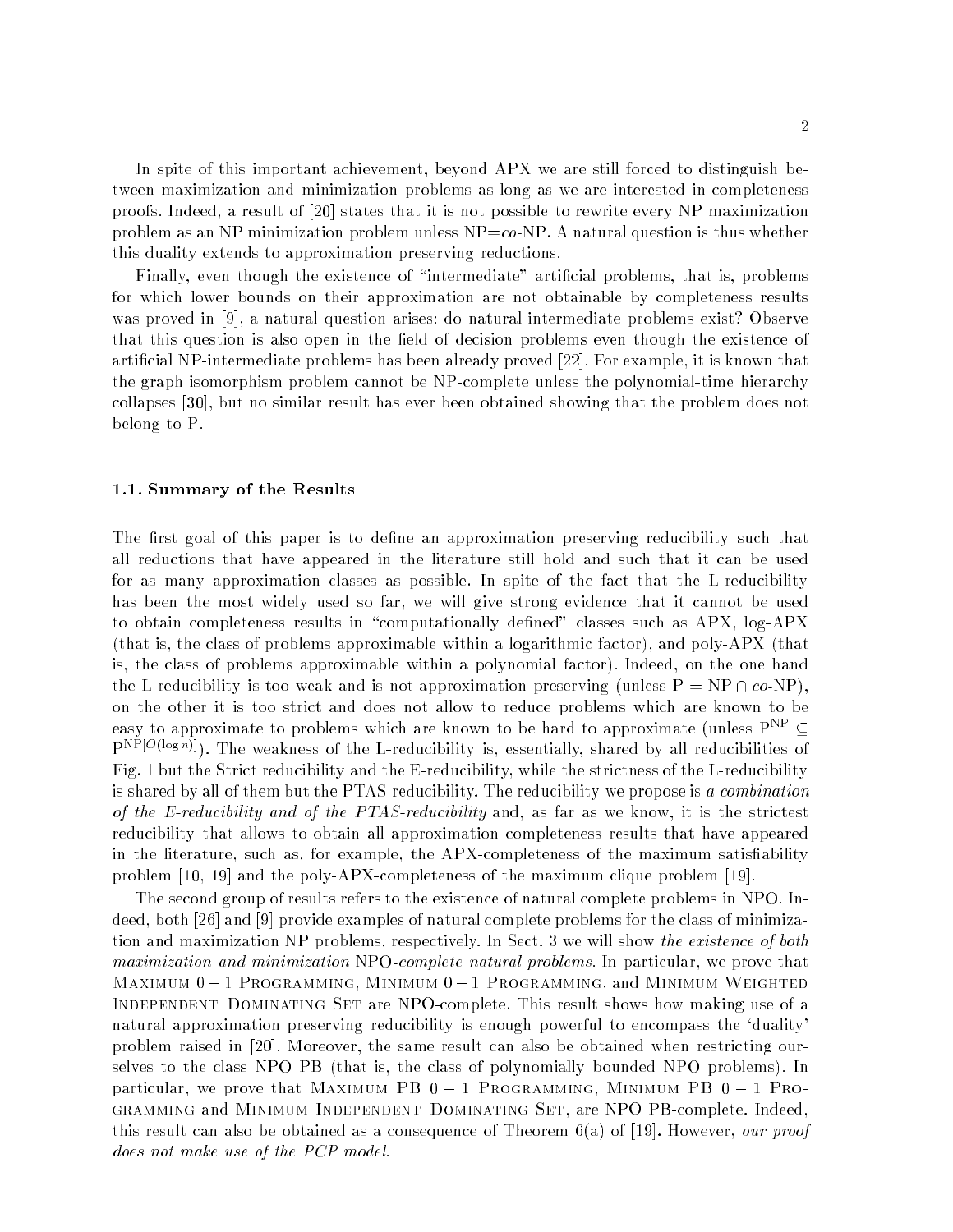In spite of this important achievement, beyond APX we are still forced to distinguish between maximization and minimization problems as long as we are interested in completeness proofs. Indeed, a result of [20] states that it is not possible to rewrite every NP maximization problem as an NP minimization problem unless NP=*co*-NP. A natural question is thus whether this duality extends to approximation preserving reductions.

Finally, even though the existence of "intermediate" artificial problems, that is, problems for which lower bounds on their approximation are not obtainable by completeness results was proved in [9], a natural question arises: do natural intermediate problems exist? Observe that this question is also open in the field of decision problems even though the existence of artificial NP-intermediate problems has been already proved [22]. For example, it is known that the graph isomorphism problem cannot be NP-complete unless the polynomial-time hierarchy collapses [30], but no similar result has ever been obtained showing that the problem does not belong to P.

### 1.1. Summary of the Results

The first goal of this paper is to define an approximation preserving reducibility such that all reductions that have appeared in the literature still hold and such that it can be used for as many approximation classes as possible. In spite of the fact that the L-reducibility has been the most widely used so far, we will give strong evidence that it cannot be used to obtain completeness results in "computationally defined" classes such as APX, log-APX (that is, the class of problems approximable within a logarithmic factor), and poly-APX (that is, the class of problems approximable within a polynomial factor). Indeed, on the one hand the L-reducibility is too weak and is not approximation preserving (unless P = NP $\cap$ *co*-NP), on the other it is too strict and does not allow to reduce problems which are known to be easy to approximate to problems which are known to be hard to approximate (unless $\mathrm{P}^{\mathrm{NP}} \subseteq \mathrm{P}^{\mathrm{NP}[O(\log n)]}$). The weakness of the L-reducibility is, essentially, shared by all reducibilities of Fig. 1 but the Strict reducibility and the E-reducibility, while the strictness of the L-reducibility is shared by all of them but the PTAS-reducibility. The reducibility we propose is *a combination of the E-reducibility and of the PTAS-reducibility* and, as far as we know, it is the strictest reducibility that allows to obtain all approximation completeness results that have appeared in the literature, such as, for example, the APX-completeness of the maximum satisfiability problem [10, 19] and the poly-APX-completeness of the maximum clique problem [19].

The second group of results refers to the existence of natural complete problems in NPO. Indeed, both [26] and [9] provide examples of natural complete problems for the class of minimization and maximization NP problems, respectively. In Sect. 3 we will show *the existence of both maximization and minimization* NPO*-complete natural problems*. In particular, we prove that Maximum $0-1$ Programming, Minimum $0-1$ Programming, and Minimum Weighted Independent Dominating Set are NPO-complete. This result shows how making use of a natural approximation preserving reducibility is enough powerful to encompass the 'duality' problem raised in [20]. Moreover, the same result can also be obtained when restricting ourselves to the class NPO PB (that is, the class of polynomially bounded NPO problems). In particular, we prove that Maximum PB $0-1$ Programming, Minimum PB $0-1$ Programming and Minimum Independent Dominating Set, are NPO PB-complete. Indeed, this result can also be obtained as a consequence of Theorem 6(a) of [19]. However, *our proof does not make use of the PCP model.*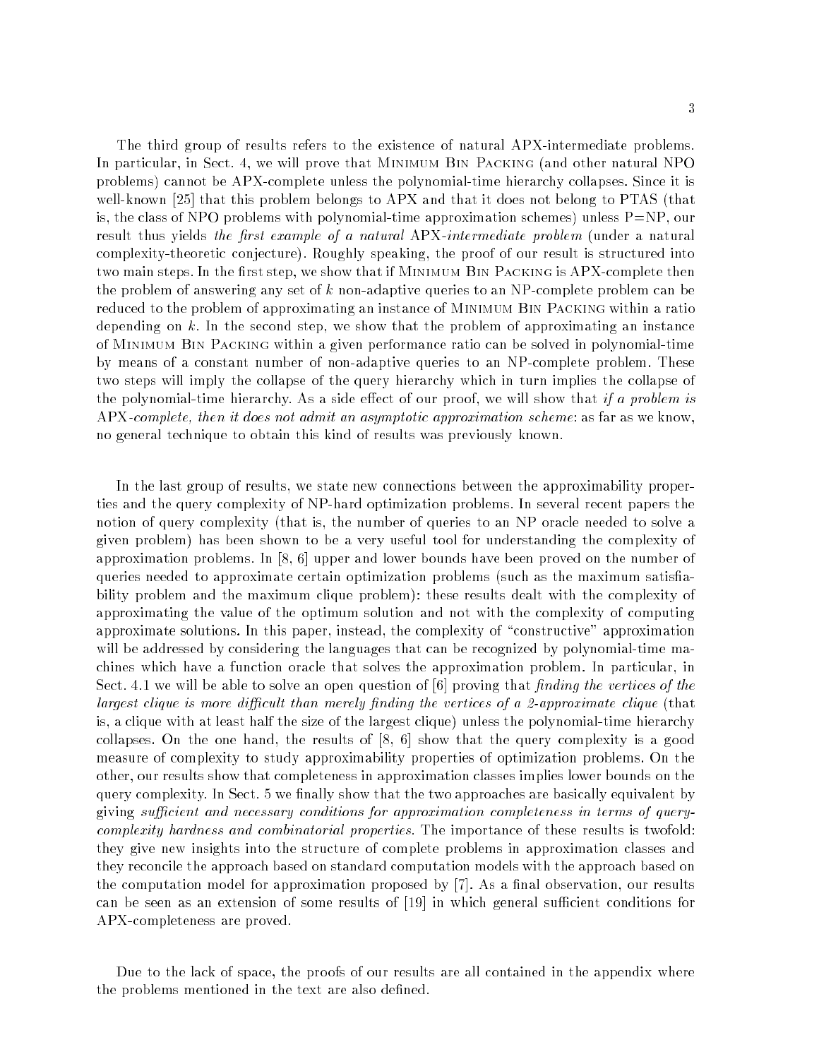The third group of results refers to the existence of natural APX-intermediate problems. In particular, in Sect. 4, we will prove that Minimum Bin Packing (and other natural NPO problems) cannot be APX-complete unless the polynomial-time hierarchy collapses. Since it is well-known [25] that this problem belongs to APX and that it does not belong to PTAS (that is, the class of NPO problems with polynomial-time approximation schemes) unless P=NP, our result thus yields *the first example of a natural* APX*-intermediate problem* (under a natural complexity-theoretic conjecture). Roughly speaking, the proof of our result is structured into two main steps. In the first step, we show that if Minimum Bin Packing is APX-complete then the problem of answering any set of $k$ non-adaptive queries to an NP-complete problem can be reduced to the problem of approximating an instance of Minimum Bin Packing within a ratio depending on $k$. In the second step, we show that the problem of approximating an instance of Minimum Bin Packing within a given performance ratio can be solved in polynomial-time by means of a constant number of non-adaptive queries to an NP-complete problem. These two steps will imply the collapse of the query hierarchy which in turn implies the collapse of the polynomial-time hierarchy. As a side effect of our proof, we will show that *if a problem is* APX*-complete, then it does not admit an asymptotic approximation scheme*: as far as we know, no general technique to obtain this kind of results was previously known.

In the last group of results, we state new connections between the approximability properties and the query complexity of NP-hard optimization problems. In several recent papers the notion of query complexity (that is, the number of queries to an NP oracle needed to solve a given problem) has been shown to be a very useful tool for understanding the complexity of approximation problems. In [8, 6] upper and lower bounds have been proved on the number of queries needed to approximate certain optimization problems (such as the maximum satisfiability problem and the maximum clique problem): these results dealt with the complexity of approximating the value of the optimum solution and not with the complexity of computing approximate solutions. In this paper, instead, the complexity of "constructive" approximation will be addressed by considering the languages that can be recognized by polynomial-time machines which have a function oracle that solves the approximation problem. In particular, in Sect. 4.1 we will be able to solve an open question of [6] proving that *finding the vertices of the largest clique is more difficult than merely finding the vertices of a 2-approximate clique* (that is, a clique with at least half the size of the largest clique) unless the polynomial-time hierarchy collapses. On the one hand, the results of [8, 6] show that the query complexity is a good measure of complexity to study approximability properties of optimization problems. On the other, our results show that completeness in approximation classes implies lower bounds on the query complexity. In Sect. 5 we finally show that the two approaches are basically equivalent by giving *sufficient and necessary conditions for approximation completeness in terms of query-complexity hardness and combinatorial properties*. The importance of these results is twofold: they give new insights into the structure of complete problems in approximation classes and they reconcile the approach based on standard computation models with the approach based on the computation model for approximation proposed by [7]. As a final observation, our results can be seen as an extension of some results of [19] in which general sufficient conditions for APX-completeness are proved.

Due to the lack of space, the proofs of our results are all contained in the appendix where the problems mentioned in the text are also defined.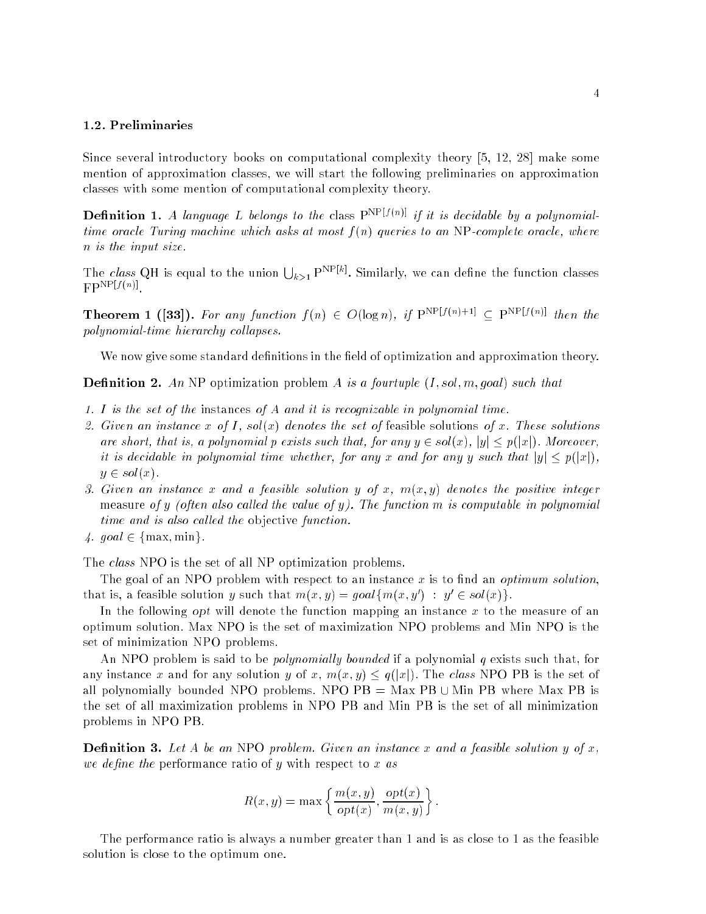### 1.2. Preliminaries

Since several introductory books on computational complexity theory [5, 12, 28] make some mention of approximation classes, we will start the following preliminaries on approximation classes with some mention of computational complexity theory.

**Definition 1.** *A language $L$ belongs to the* class $\mathrm{P}^{\mathrm{NP}[f(n)]}$ *if it is decidable by a polynomial-time oracle Turing machine which asks at most $f(n)$ queries to an* NP*-complete oracle, where $n$ is the input size.*

The *class* QH is equal to the union $\bigcup_{k>1} \mathrm{P}^{\mathrm{NP}[k]}$. Similarly, we can define the function classes $\mathrm{FP}^{\mathrm{NP}[f(n)]}$.

**Theorem 1 ([33]).** *For any function $f(n) \in O(\log n)$, if $\mathrm{P}^{\mathrm{NP}[f(n)+1]} \subseteq \mathrm{P}^{\mathrm{NP}[f(n)]}$ then the polynomial-time hierarchy collapses.*

We now give some standard definitions in the field of optimization and approximation theory.

**Definition 2.** *An* NP optimization problem *$A$ is a fourtuple $(I, sol, m, goal)$ such that*

1. *$I$ is the set of the* instances *of $A$ and it is recognizable in polynomial time.*
2. *Given an instance $x$ of $I$, $sol(x)$ denotes the set of* feasible solutions *of $x$. These solutions are short, that is, a polynomial $p$ exists such that, for any $y \in sol(x)$, $|y| \leq p(|x|)$. Moreover, it is decidable in polynomial time whether, for any $x$ and for any $y$ such that $|y| \leq p(|x|)$, $y \in sol(x)$.*
3. *Given an instance $x$ and a feasible solution $y$ of $x$, $m(x, y)$ denotes the positive integer* measure *of $y$ (often also called the value of $y$). The function $m$ is computable in polynomial time and is also called the* objective *function.*
4. *$goal \in \{\max, \min\}$.*

The *class* NPO is the set of all NP optimization problems.

The goal of an NPO problem with respect to an instance $x$ is to find an *optimum solution*, that is, a feasible solution $y$ such that $m(x, y) = goal\{m(x, y') \ : \ y' \in sol(x)\}$.

In the following *opt* will denote the function mapping an instance $x$ to the measure of an optimum solution. Max NPO is the set of maximization NPO problems and Min NPO is the set of minimization NPO problems.

An NPO problem is said to be *polynomially bounded* if a polynomial $q$ exists such that, for any instance $x$ and for any solution $y$ of $x$, $m(x, y) \leq q(|x|)$. The *class* NPO PB is the set of all polynomially bounded NPO problems. NPO PB = Max PB $\cup$ Min PB where Max PB is the set of all maximization problems in NPO PB and Min PB is the set of all minimization problems in NPO PB.

**Definition 3.** *Let $A$ be an* NPO *problem. Given an instance $x$ and a feasible solution $y$ of $x$, we define the* performance ratio of $y$ with respect to $x$ *as*

$$R(x, y) = \max\left\{\frac{m(x, y)}{opt(x)}, \frac{opt(x)}{m(x, y)}\right\}.$$

The performance ratio is always a number greater than 1 and is as close to 1 as the feasible solution is close to the optimum one.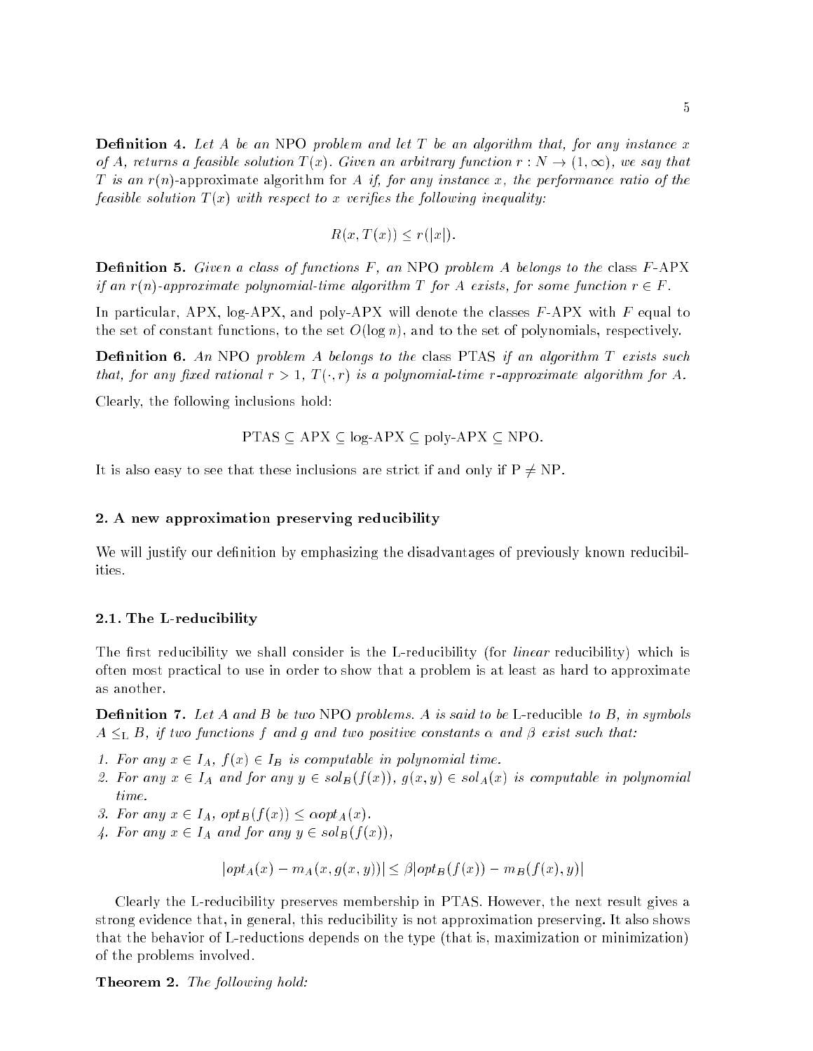**Definition 4.** *Let $A$ be an* NPO *problem and let $T$ be an algorithm that, for any instance $x$ of $A$, returns a feasible solution $T(x)$. Given an arbitrary function $r : N \to (1, \infty)$, we say that $T$ is an* $r(n)$-approximate algorithm *for $A$ if, for any instance $x$, the performance ratio of the feasible solution $T(x)$ with respect to $x$ verifies the following inequality:*

$$R(x, T(x)) \leq r(|x|).$$

**Definition 5.** *Given a class of functions $F$, an* NPO *problem $A$ belongs to the* class $F$-APX *if an $r(n)$-approximate polynomial-time algorithm $T$ for $A$ exists, for some function $r \in F$.*

In particular, APX, log-APX, and poly-APX will denote the classes $F$-APX with $F$ equal to the set of constant functions, to the set $O(\log n)$, and to the set of polynomials, respectively.

**Definition 6.** *An* NPO *problem $A$ belongs to the* class PTAS *if an algorithm $T$ exists such that, for any fixed rational $r > 1$, $T(\cdot, r)$ is a polynomial-time $r$-approximate algorithm for $A$.*

Clearly, the following inclusions hold:

$$\text{PTAS} \subseteq \text{APX} \subseteq \text{log-APX} \subseteq \text{poly-APX} \subseteq \text{NPO}.$$

It is also easy to see that these inclusions are strict if and only if $\text{P} \neq \text{NP}$.

## 2. A new approximation preserving reducibility

We will justify our definition by emphasizing the disadvantages of previously known reducibilities.

### 2.1. The L-reducibility

The first reducibility we shall consider is the L-reducibility (for *linear* reducibility) which is often most practical to use in order to show that a problem is at least as hard to approximate as another.

**Definition 7.** *Let $A$ and $B$ be two* NPO *problems. $A$ is said to be* L-reducible *to $B$, in symbols $A \leq_{\text{L}} B$, if two functions $f$ and $g$ and two positive constants $\alpha$ and $\beta$ exist such that:*

1. *For any $x \in I_A$, $f(x) \in I_B$ is computable in polynomial time.*
2. *For any $x \in I_A$ and for any $y \in sol_B(f(x))$, $g(x, y) \in sol_A(x)$ is computable in polynomial time.*
3. *For any $x \in I_A$, $opt_B(f(x)) \leq \alpha opt_A(x)$.*
4. *For any $x \in I_A$ and for any $y \in sol_B(f(x))$,*

$$|opt_A(x) - m_A(x, g(x, y))| \leq \beta |opt_B(f(x)) - m_B(f(x), y)|$$

Clearly the L-reducibility preserves membership in PTAS. However, the next result gives a strong evidence that, in general, this reducibility is not approximation preserving. It also shows that the behavior of L-reductions depends on the type (that is, maximization or minimization) of the problems involved.

**Theorem 2.** *The following hold:*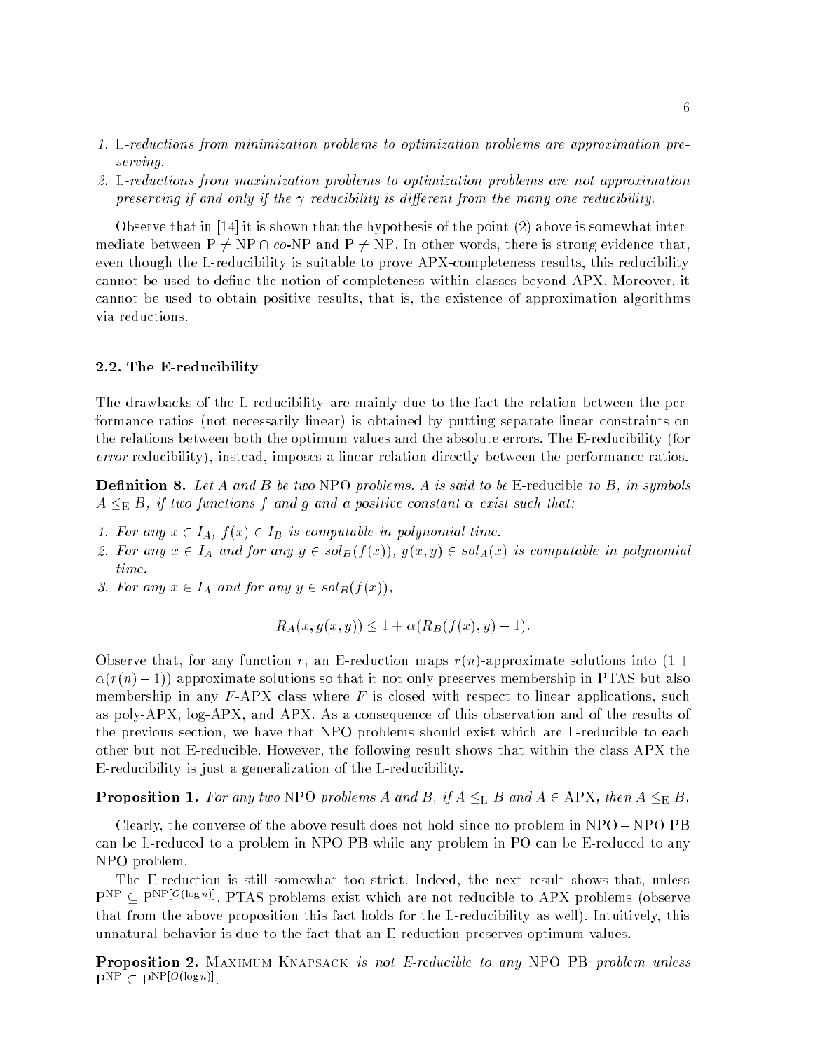1. L-*reductions from minimization problems to optimization problems are approximation preserving.*
2. L-*reductions from maximization problems to optimization problems are not approximation preserving if and only if the* $\gamma$-*reducibility is different from the many-one reducibility.*

Observe that in [14] it is shown that the hypothesis of the point (2) above is somewhat intermediate between $\mathrm{P} \neq \mathrm{NP} \cap co\text{-}\mathrm{NP}$ and $\mathrm{P} \neq \mathrm{NP}$. In other words, there is strong evidence that, even though the L-reducibility is suitable to prove APX-completeness results, this reducibility cannot be used to define the notion of completeness within classes beyond APX. Moreover, it cannot be used to obtain positive results, that is, the existence of approximation algorithms via reductions.

### 2.2. The E-reducibility

The drawbacks of the L-reducibility are mainly due to the fact the relation between the performance ratios (not necessarily linear) is obtained by putting separate linear constraints on the relations between both the optimum values and the absolute errors. The E-reducibility (for *error* reducibility), instead, imposes a linear relation directly between the performance ratios.

**Definition 8.** *Let $A$ and $B$ be two* NPO *problems. $A$ is said to be* E-reducible *to $B$, in symbols $A \leq_{\mathrm{E}} B$, if two functions $f$ and $g$ and a positive constant $\alpha$ exist such that:*

1. *For any $x \in I_A$, $f(x) \in I_B$ is computable in polynomial time.*
2. *For any $x \in I_A$ and for any $y \in sol_B(f(x))$, $g(x,y) \in sol_A(x)$ is computable in polynomial time.*
3. *For any $x \in I_A$ and for any $y \in sol_B(f(x))$,*

$$R_A(x, g(x,y)) \leq 1 + \alpha(R_B(f(x), y) - 1).$$

Observe that, for any function $r$, an E-reduction maps $r(n)$-approximate solutions into $(1 + \alpha(r(n) - 1))$-approximate solutions so that it not only preserves membership in PTAS but also membership in any $F$-APX class where $F$ is closed with respect to linear applications, such as poly-APX, log-APX, and APX. As a consequence of this observation and of the results of the previous section, we have that NPO problems should exist which are L-reducible to each other but not E-reducible. However, the following result shows that within the class APX the E-reducibility is just a generalization of the L-reducibility.

**Proposition 1.** *For any two* NPO *problems $A$ and $B$, if $A \leq_{\mathrm{L}} B$ and $A \in \mathrm{APX}$, then $A \leq_{\mathrm{E}} B$.*

Clearly, the converse of the above result does not hold since no problem in NPO − NPO PB can be L-reduced to a problem in NPO PB while any problem in PO can be E-reduced to any NPO problem.

The E-reduction is still somewhat too strict. Indeed, the next result shows that, unless $\mathrm{P}^{\mathrm{NP}} \subseteq \mathrm{P}^{\mathrm{NP}[O(\log n)]}$, PTAS problems exist which are not reducible to APX problems (observe that from the above proposition this fact holds for the L-reducibility as well). Intuitively, this unnatural behavior is due to the fact that an E-reduction preserves optimum values.

**Proposition 2.** Maximum Knapsack *is not E-reducible to any* NPO PB *problem unless* $\mathrm{P}^{\mathrm{NP}} \subseteq \mathrm{P}^{\mathrm{NP}[O(\log n)]}$.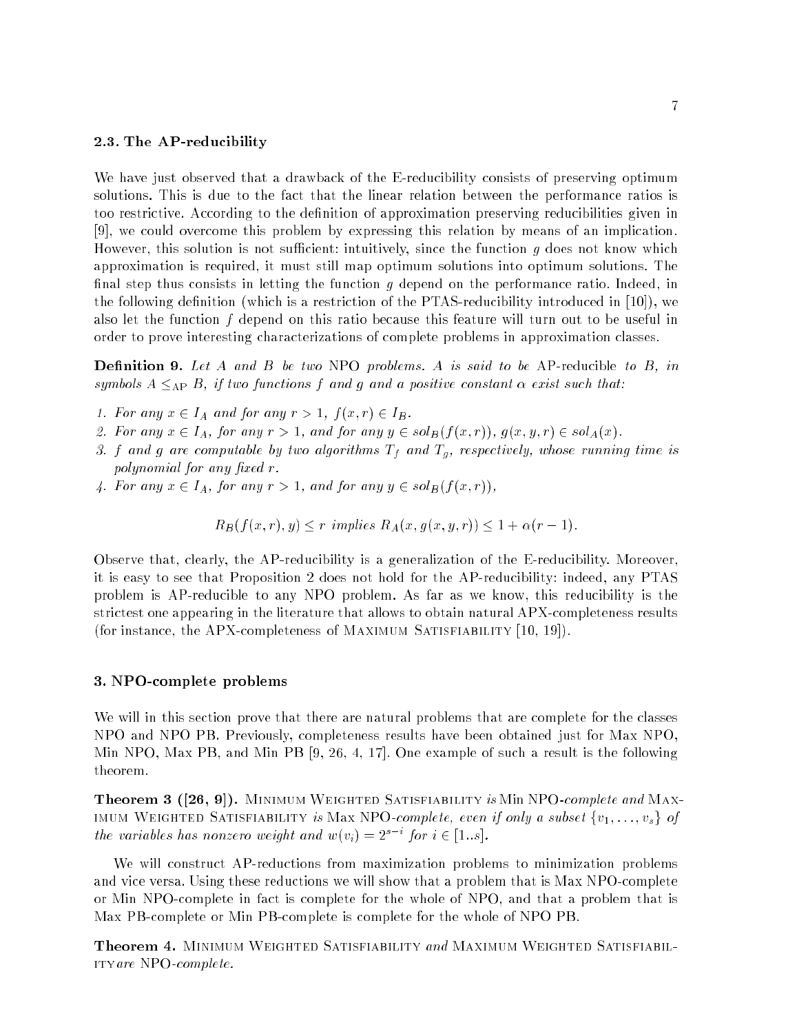### 2.3. The AP-reducibility

We have just observed that a drawback of the E-reducibility consists of preserving optimum solutions. This is due to the fact that the linear relation between the performance ratios is too restrictive. According to the definition of approximation preserving reducibilities given in [9], we could overcome this problem by expressing this relation by means of an implication. However, this solution is not sufficient: intuitively, since the function $g$ does not know which approximation is required, it must still map optimum solutions into optimum solutions. The final step thus consists in letting the function $g$ depend on the performance ratio. Indeed, in the following definition (which is a restriction of the PTAS-reducibility introduced in [10]), we also let the function $f$ depend on this ratio because this feature will turn out to be useful in order to prove interesting characterizations of complete problems in approximation classes.

**Definition 9.** *Let $A$ and $B$ be two* NPO *problems. $A$ is said to be* AP-reducible *to $B$, in symbols $A \leq_{\mathrm{AP}} B$, if two functions $f$ and $g$ and a positive constant $\alpha$ exist such that:*

1. *For any $x \in I_A$ and for any $r > 1$, $f(x, r) \in I_B$.*
2. *For any $x \in I_A$, for any $r > 1$, and for any $y \in sol_B(f(x, r))$, $g(x, y, r) \in sol_A(x)$.*
3. *$f$ and $g$ are computable by two algorithms $T_f$ and $T_g$, respectively, whose running time is polynomial for any fixed $r$.*
4. *For any $x \in I_A$, for any $r > 1$, and for any $y \in sol_B(f(x, r))$,*

$$R_B(f(x, r), y) \leq r \text{ implies } R_A(x, g(x, y, r)) \leq 1 + \alpha(r - 1).$$

Observe that, clearly, the AP-reducibility is a generalization of the E-reducibility. Moreover, it is easy to see that Proposition 2 does not hold for the AP-reducibility: indeed, any PTAS problem is AP-reducible to any NPO problem. As far as we know, this reducibility is the strictest one appearing in the literature that allows to obtain natural APX-completeness results (for instance, the APX-completeness of Maximum Satisfiability [10, 19]).

## 3. NPO-complete problems

We will in this section prove that there are natural problems that are complete for the classes NPO and NPO PB. Previously, completeness results have been obtained just for Max NPO, Min NPO, Max PB, and Min PB [9, 26, 4, 17]. One example of such a result is the following theorem.

**Theorem 3 ([26, 9]).** Minimum Weighted Satisfiability *is* Min NPO*-complete and* Maximum Weighted Satisfiability *is* Max NPO*-complete, even if only a subset $\{v_1, \ldots, v_s\}$ of the variables has nonzero weight and $w(v_i) = 2^{s-i}$ for $i \in [1..s]$.*

We will construct AP-reductions from maximization problems to minimization problems and vice versa. Using these reductions we will show that a problem that is Max NPO-complete or Min NPO-complete in fact is complete for the whole of NPO, and that a problem that is Max PB-complete or Min PB-complete is complete for the whole of NPO PB.

**Theorem 4.** Minimum Weighted Satisfiability *and* Maximum Weighted Satisfiability *are* NPO*-complete.*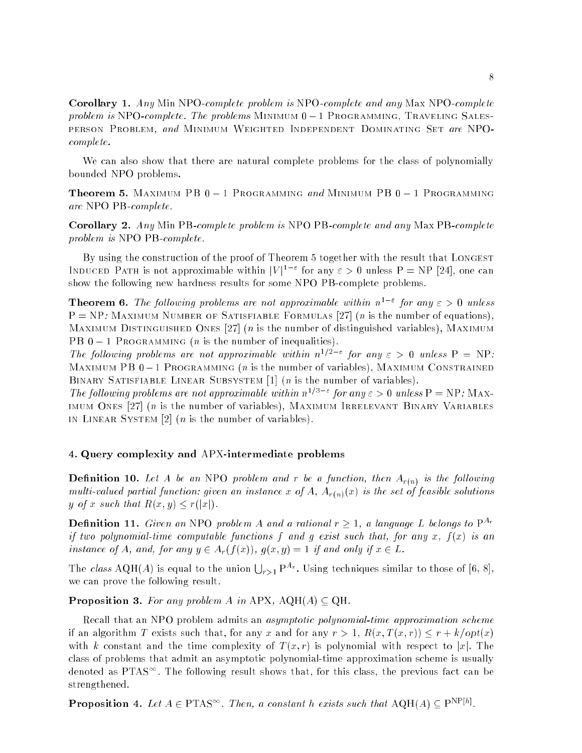**Corollary 1.** *Any* Min NPO*-complete problem is* NPO*-complete and any* Max NPO*-complete problem is* NPO*-complete. The problems* Minimum $0-1$ Programming*,* Traveling Salesperson Problem*, and* Minimum Weighted Independent Dominating Set *are* NPO*-complete.*

We can also show that there are natural complete problems for the class of polynomially bounded NPO problems.

**Theorem 5.** Maximum PB $0-1$ Programming *and* Minimum PB $0-1$ Programming *are* NPO PB*-complete.*

**Corollary 2.** *Any* Min PB*-complete problem is* NPO PB*-complete and any* Max PB*-complete problem is* NPO PB*-complete.*

By using the construction of the proof of Theorem 5 together with the result that Longest Induced Path is not approximable within $|V|^{1-\varepsilon}$ for any $\varepsilon > 0$ unless P = NP [24], one can show the following new hardness results for some NPO PB-complete problems.

**Theorem 6.** *The following problems are not approximable within $n^{1-\varepsilon}$ for any $\varepsilon > 0$ unless* P = NP*:* Maximum Number of Satisfiable Formulas [27] *($n$ is the number of equations),* Maximum Distinguished Ones [27] *($n$ is the number of distinguished variables),* Maximum PB $0-1$ Programming *($n$ is the number of inequalities).*

*The following problems are not approximable within $n^{1/2-\varepsilon}$ for any $\varepsilon > 0$ unless* P = NP*:* Maximum PB $0-1$ Programming *($n$ is the number of variables),* Maximum Constrained Binary Satisfiable Linear Subsystem [1] *($n$ is the number of variables).*

*The following problems are not approximable within $n^{1/3-\varepsilon}$ for any $\varepsilon > 0$ unless* P = NP*:* Maximum Ones [27] *($n$ is the number of variables),* Maximum Irrelevant Binary Variables in Linear System [2] *($n$ is the number of variables).*

## 4. Query complexity and APX-intermediate problems

**Definition 10.** *Let $A$ be an* NPO *problem and $r$ be a function, then $A_{r(n)}$ is the following multi-valued partial function: given an instance $x$ of $A$, $A_{r(n)}(x)$ is the set of feasible solutions $y$ of $x$ such that $R(x,y) \leq r(|x|)$.*

**Definition 11.** *Given an* NPO *problem $A$ and a rational $r \geq 1$, a language $L$ belongs to $\mathrm{P}^{A_r}$ if two polynomial-time computable functions $f$ and $g$ exist such that, for any $x$, $f(x)$ is an instance of $A$, and, for any $y \in A_r(f(x))$, $g(x,y) = 1$ if and only if $x \in L$.*

The *class* AQH($A$) is equal to the union $\bigcup_{r>1} \mathrm{P}^{A_r}$. Using techniques similar to those of [6, 8], we can prove the following result.

**Proposition 3.** *For any problem $A$ in* APX*,* AQH($A$) $\subseteq$ QH*.*

Recall that an NPO problem admits an *asymptotic polynomial-time approximation scheme* if an algorithm $T$ exists such that, for any $x$ and for any $r > 1$, $R(x, T(x,r)) \leq r + k/opt(x)$ with $k$ constant and the time complexity of $T(x,r)$ is polynomial with respect to $|x|$. The class of problems that admit an asymptotic polynomial-time approximation scheme is usually denoted as $\mathrm{PTAS}^{\infty}$. The following result shows that, for this class, the previous fact can be strengthened.

**Proposition 4.** *Let $A \in \mathrm{PTAS}^{\infty}$. Then, a constant $h$ exists such that* AQH($A$) $\subseteq \mathrm{P}^{\mathrm{NP}[h]}$.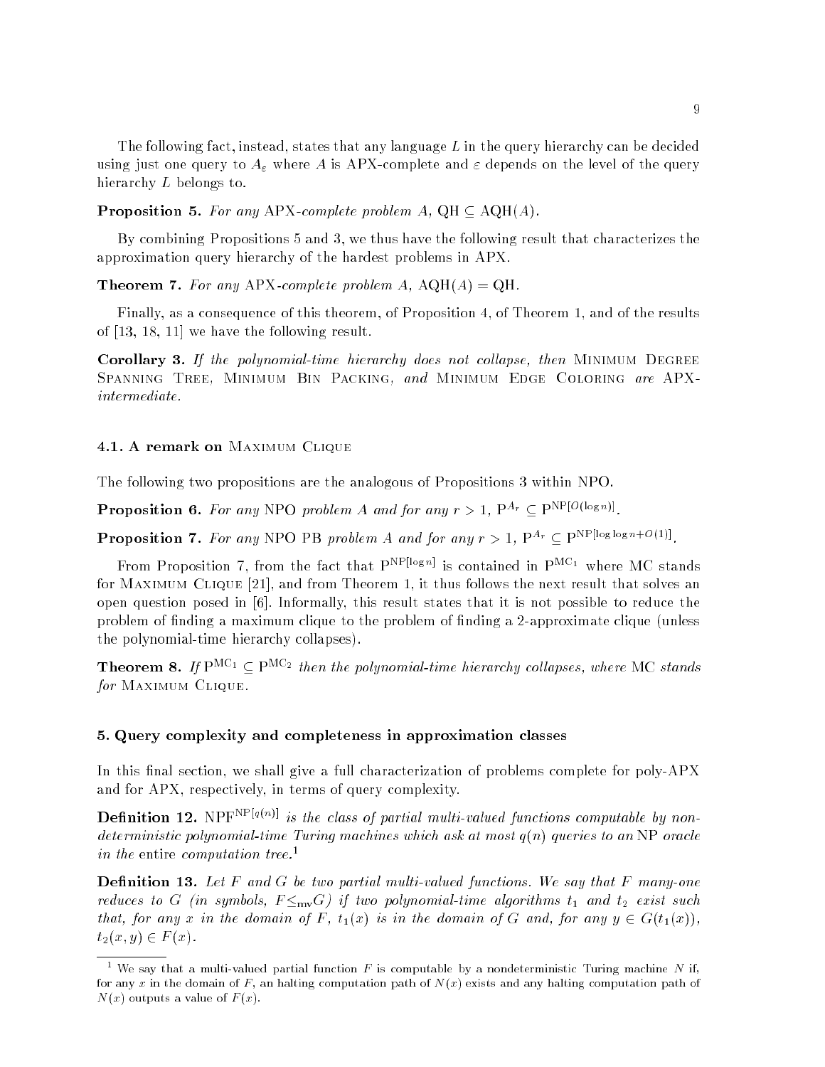The following fact, instead, states that any language $L$ in the query hierarchy can be decided using just one query to $A_\varepsilon$ where $A$ is APX-complete and $\varepsilon$ depends on the level of the query hierarchy $L$ belongs to.

**Proposition 5.** *For any* APX*-complete problem* $A$*,* $\mathrm{QH} \subseteq \mathrm{AQH}(A)$*.*

By combining Propositions 5 and 3, we thus have the following result that characterizes the approximation query hierarchy of the hardest problems in APX.

**Theorem 7.** *For any* APX*-complete problem* $A$*,* $\mathrm{AQH}(A) = \mathrm{QH}$*.*

Finally, as a consequence of this theorem, of Proposition 4, of Theorem 1, and of the results of [13, 18, 11] we have the following result.

**Corollary 3.** *If the polynomial-time hierarchy does not collapse, then* Minimum Degree Spanning Tree*,* Minimum Bin Packing*, and* Minimum Edge Coloring *are* APX*-intermediate.*

### 4.1. A remark on Maximum Clique

The following two propositions are the analogous of Propositions 3 within NPO.

**Proposition 6.** *For any* NPO *problem* $A$ *and for any* $r > 1$*,* $\mathrm{P}^{A_r} \subseteq \mathrm{P}^{\mathrm{NP}[O(\log n)]}$*.*

**Proposition 7.** *For any* NPO PB *problem* $A$ *and for any* $r > 1$*,* $\mathrm{P}^{A_r} \subseteq \mathrm{P}^{\mathrm{NP}[\log \log n + O(1)]}$*.*

From Proposition 7, from the fact that $\mathrm{P}^{\mathrm{NP}[\log n]}$ is contained in $\mathrm{P}^{\mathrm{MC}_1}$ where MC stands for Maximum Clique [21], and from Theorem 1, it thus follows the next result that solves an open question posed in [6]. Informally, this result states that it is not possible to reduce the problem of finding a maximum clique to the problem of finding a 2-approximate clique (unless the polynomial-time hierarchy collapses).

**Theorem 8.** *If* $\mathrm{P}^{\mathrm{MC}_1} \subseteq \mathrm{P}^{\mathrm{MC}_2}$ *then the polynomial-time hierarchy collapses, where* MC *stands for* Maximum Clique*.*

## 5. Query complexity and completeness in approximation classes

In this final section, we shall give a full characterization of problems complete for poly-APX and for APX, respectively, in terms of query complexity.

**Definition 12.** $\mathrm{NPF}^{\mathrm{NP}[q(n)]}$ *is the class of partial multi-valued functions computable by nondeterministic polynomial-time Turing machines which ask at most* $q(n)$ *queries to an* NP *oracle in the* entire computation tree*.*[1]

**Definition 13.** *Let* $F$ *and* $G$ *be two partial multi-valued functions. We say that* $F$ *many-one reduces to* $G$ *(in symbols,* $F \leq_{\mathrm{mv}} G$*) if two polynomial-time algorithms* $t_1$ *and* $t_2$ *exist such that, for any* $x$ *in the domain of* $F$*,* $t_1(x)$ *is in the domain of* $G$ *and, for any* $y \in G(t_1(x))$*,* $t_2(x, y) \in F(x)$*.*

---

[1] We say that a multi-valued partial function $F$ is computable by a nondeterministic Turing machine $N$ if, for any $x$ in the domain of $F$, an halting computation path of $N(x)$ exists and any halting computation path of $N(x)$ outputs a value of $F(x)$.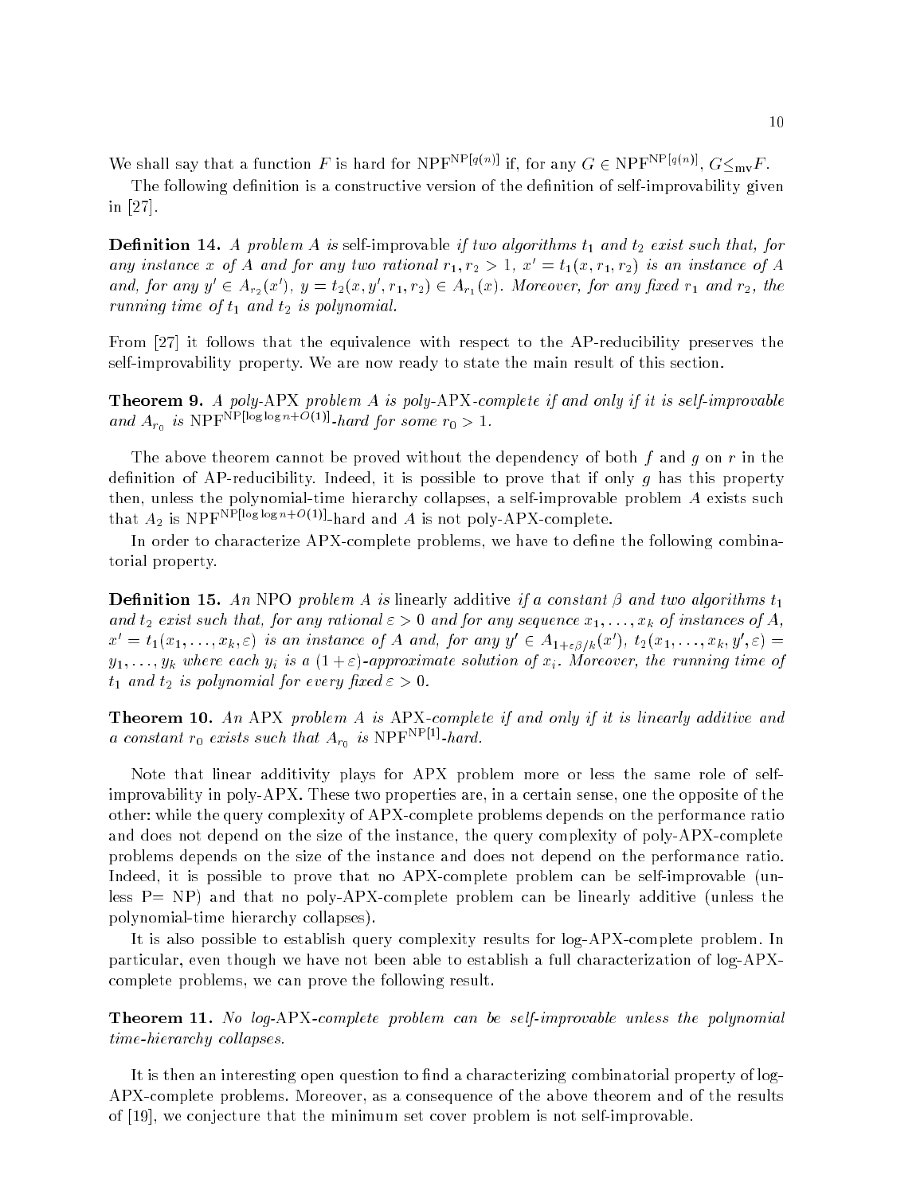We shall say that a function $F$ is hard for $\mathrm{NPF}^{\mathrm{NP}[q(n)]}$ if, for any $G \in \mathrm{NPF}^{\mathrm{NP}[q(n)]}$, $G \leq_{\mathrm{mv}} F$.

The following definition is a constructive version of the definition of self-improvability given in [27].

**Definition 14.** *A problem $A$ is* self-improvable *if two algorithms $t_1$ and $t_2$ exist such that, for any instance $x$ of $A$ and for any two rational $r_1, r_2 > 1$, $x' = t_1(x, r_1, r_2)$ is an instance of $A$ and, for any $y' \in A_{r_2}(x')$, $y = t_2(x, y', r_1, r_2) \in A_{r_1}(x)$. Moreover, for any fixed $r_1$ and $r_2$, the running time of $t_1$ and $t_2$ is polynomial.*

From [27] it follows that the equivalence with respect to the AP-reducibility preserves the self-improvability property. We are now ready to state the main result of this section.

**Theorem 9.** *A poly-*APX *problem $A$ is poly-*APX*-complete if and only if it is self-improvable and $A_{r_0}$ is $\mathrm{NPF}^{\mathrm{NP}[\log\log n + O(1)]}$-hard for some $r_0 > 1$.*

The above theorem cannot be proved without the dependency of both $f$ and $g$ on $r$ in the definition of AP-reducibility. Indeed, it is possible to prove that if only $g$ has this property then, unless the polynomial-time hierarchy collapses, a self-improvable problem $A$ exists such that $A_2$ is $\mathrm{NPF}^{\mathrm{NP}[\log\log n + O(1)]}$-hard and $A$ is not poly-APX-complete.

In order to characterize APX-complete problems, we have to define the following combinatorial property.

**Definition 15.** *An* NPO *problem $A$ is* linearly additive *if a constant $\beta$ and two algorithms $t_1$ and $t_2$ exist such that, for any rational $\varepsilon > 0$ and for any sequence $x_1, \ldots, x_k$ of instances of $A$, $x' = t_1(x_1, \ldots, x_k, \varepsilon)$ is an instance of $A$ and, for any $y' \in A_{1+\varepsilon\beta/k}(x')$, $t_2(x_1, \ldots, x_k, y', \varepsilon) = y_1, \ldots, y_k$ where each $y_i$ is a $(1+\varepsilon)$-approximate solution of $x_i$. Moreover, the running time of $t_1$ and $t_2$ is polynomial for every fixed $\varepsilon > 0$.*

**Theorem 10.** *An* APX *problem $A$ is* APX*-complete if and only if it is linearly additive and a constant $r_0$ exists such that $A_{r_0}$ is $\mathrm{NPF}^{\mathrm{NP}[1]}$-hard.*

Note that linear additivity plays for APX problem more or less the same role of self-improvability in poly-APX. These two properties are, in a certain sense, one the opposite of the other: while the query complexity of APX-complete problems depends on the performance ratio and does not depend on the size of the instance, the query complexity of poly-APX-complete problems depends on the size of the instance and does not depend on the performance ratio. Indeed, it is possible to prove that no APX-complete problem can be self-improvable (unless P= NP) and that no poly-APX-complete problem can be linearly additive (unless the polynomial-time hierarchy collapses).

It is also possible to establish query complexity results for log-APX-complete problem. In particular, even though we have not been able to establish a full characterization of log-APX-complete problems, we can prove the following result.

**Theorem 11.** *No log-*APX*-complete problem can be self-improvable unless the polynomial time-hierarchy collapses.*

It is then an interesting open question to find a characterizing combinatorial property of log-APX-complete problems. Moreover, as a consequence of the above theorem and of the results of [19], we conjecture that the minimum set cover problem is not self-improvable.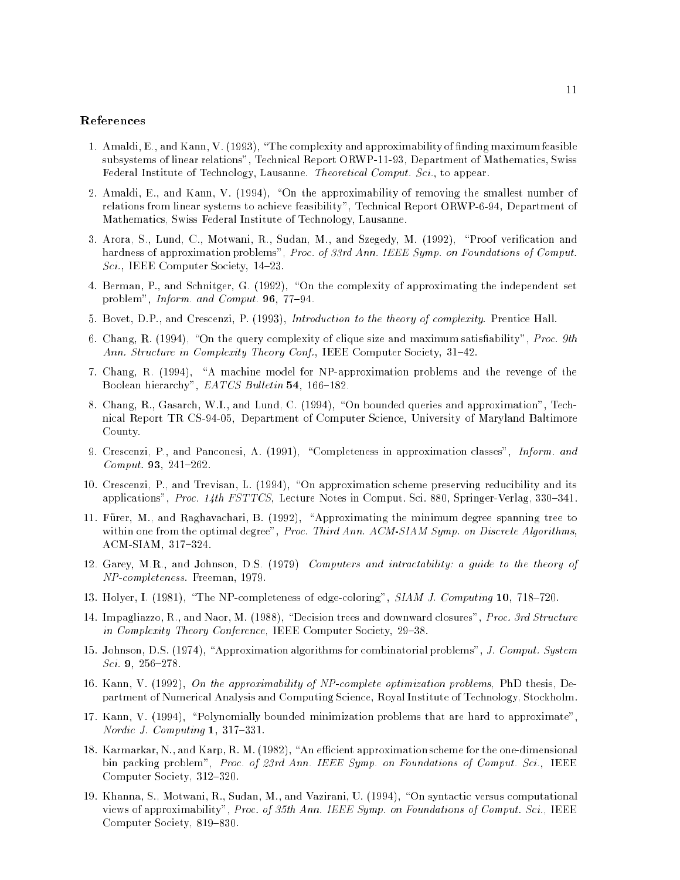## References

1. Amaldi, E., and Kann, V. (1993), "The complexity and approximability of finding maximum feasible subsystems of linear relations", Technical Report ORWP-11-93, Department of Mathematics, Swiss Federal Institute of Technology, Lausanne. *Theoretical Comput. Sci.*, to appear.

2. Amaldi, E., and Kann, V. (1994), "On the approximability of removing the smallest number of relations from linear systems to achieve feasibility", Technical Report ORWP-6-94, Department of Mathematics, Swiss Federal Institute of Technology, Lausanne.

3. Arora, S., Lund, C., Motwani, R., Sudan, M., and Szegedy, M. (1992), "Proof verification and hardness of approximation problems", *Proc. of 33rd Ann. IEEE Symp. on Foundations of Comput. Sci.*, IEEE Computer Society, 14–23.

4. Berman, P., and Schnitger, G. (1992), "On the complexity of approximating the independent set problem", *Inform. and Comput.* **96**, 77–94.

5. Bovet, D.P., and Crescenzi, P. (1993), *Introduction to the theory of complexity*. Prentice Hall.

6. Chang, R. (1994), "On the query complexity of clique size and maximum satisfiability", *Proc. 9th Ann. Structure in Complexity Theory Conf.*, IEEE Computer Society, 31–42.

7. Chang, R. (1994), "A machine model for NP-approximation problems and the revenge of the Boolean hierarchy", *EATCS Bulletin* **54**, 166–182.

8. Chang, R., Gasarch, W.I., and Lund, C. (1994), "On bounded queries and approximation", Technical Report TR CS-94-05, Department of Computer Science, University of Maryland Baltimore County.

9. Crescenzi, P., and Panconesi, A. (1991), "Completeness in approximation classes", *Inform. and Comput.* **93**, 241–262.

10. Crescenzi, P., and Trevisan, L. (1994), "On approximation scheme preserving reducibility and its applications", *Proc. 14th FSTTCS*, Lecture Notes in Comput. Sci. 880, Springer-Verlag, 330–341.

11. Fürer, M., and Raghavachari, B. (1992), "Approximating the minimum degree spanning tree to within one from the optimal degree", *Proc. Third Ann. ACM-SIAM Symp. on Discrete Algorithms*, ACM-SIAM, 317–324.

12. Garey, M.R., and Johnson, D.S. (1979) *Computers and intractability: a guide to the theory of NP-completeness*. Freeman, 1979.

13. Holyer, I. (1981), "The NP-completeness of edge-coloring", *SIAM J. Computing* **10**, 718–720.

14. Impagliazzo, R., and Naor, M. (1988), "Decision trees and downward closures", *Proc. 3rd Structure in Complexity Theory Conference*, IEEE Computer Society, 29–38.

15. Johnson, D.S. (1974), "Approximation algorithms for combinatorial problems", *J. Comput. System Sci.* **9**, 256–278.

16. Kann, V. (1992), *On the approximability of NP-complete optimization problems*, PhD thesis, Department of Numerical Analysis and Computing Science, Royal Institute of Technology, Stockholm.

17. Kann, V. (1994), "Polynomially bounded minimization problems that are hard to approximate", *Nordic J. Computing* **1**, 317–331.

18. Karmarkar, N., and Karp, R. M. (1982), "An efficient approximation scheme for the one-dimensional bin packing problem", *Proc. of 23rd Ann. IEEE Symp. on Foundations of Comput. Sci.*, IEEE Computer Society, 312–320.

19. Khanna, S., Motwani, R., Sudan, M., and Vazirani, U. (1994), "On syntactic versus computational views of approximability", *Proc. of 35th Ann. IEEE Symp. on Foundations of Comput. Sci.*, IEEE Computer Society, 819–830.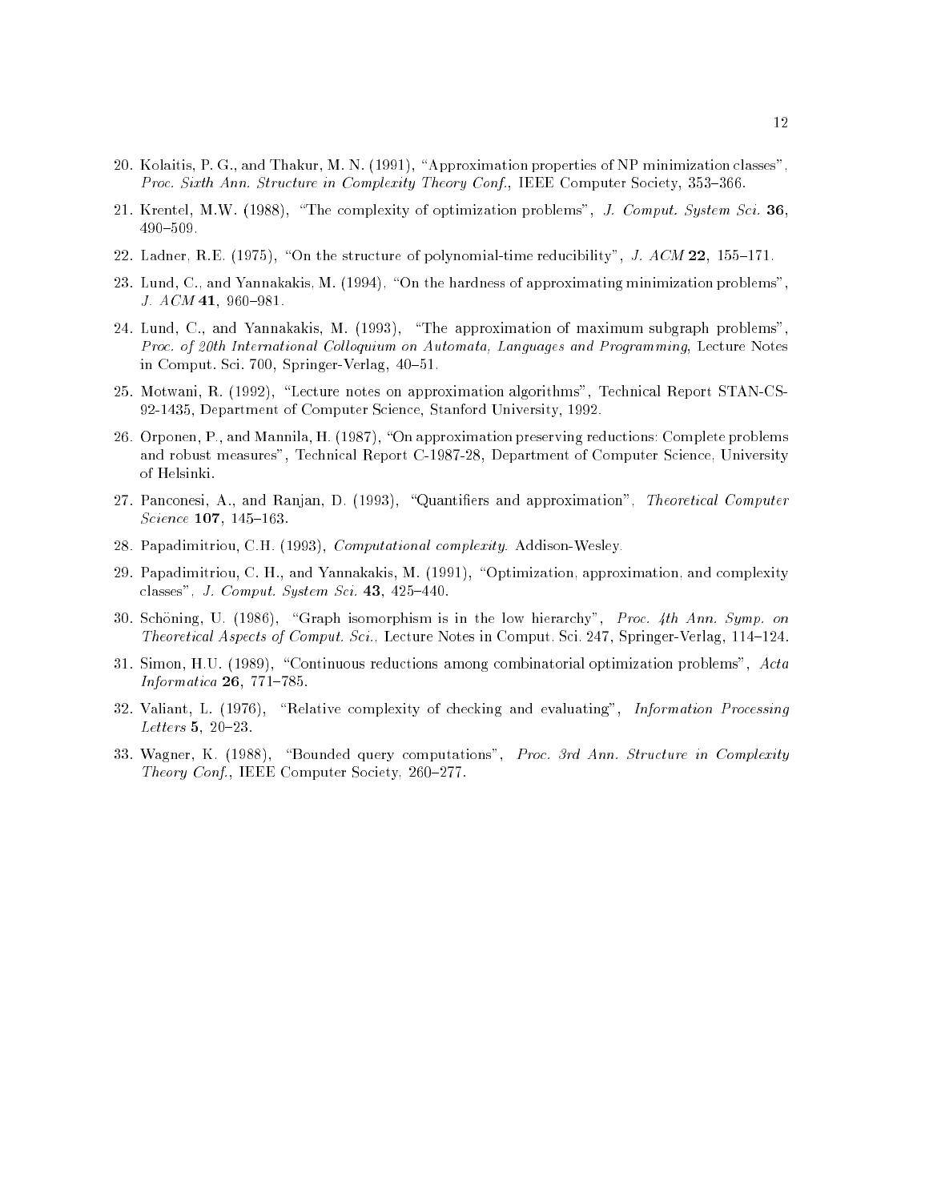20. Kolaitis, P. G., and Thakur, M. N. (1991), "Approximation properties of NP minimization classes", *Proc. Sixth Ann. Structure in Complexity Theory Conf.*, IEEE Computer Society, 353–366.

21. Krentel, M.W. (1988), "The complexity of optimization problems", *J. Comput. System Sci.* **36**, 490–509.

22. Ladner, R.E. (1975), "On the structure of polynomial-time reducibility", *J. ACM* **22**, 155–171.

23. Lund, C., and Yannakakis, M. (1994), "On the hardness of approximating minimization problems", *J. ACM* **41**, 960–981.

24. Lund, C., and Yannakakis, M. (1993), "The approximation of maximum subgraph problems", *Proc. of 20th International Colloquium on Automata, Languages and Programming*, Lecture Notes in Comput. Sci. 700, Springer-Verlag, 40–51.

25. Motwani, R. (1992), "Lecture notes on approximation algorithms", Technical Report STAN-CS-92-1435, Department of Computer Science, Stanford University, 1992.

26. Orponen, P., and Mannila, H. (1987), "On approximation preserving reductions: Complete problems and robust measures", Technical Report C-1987-28, Department of Computer Science, University of Helsinki.

27. Panconesi, A., and Ranjan, D. (1993), "Quantifiers and approximation", *Theoretical Computer Science* **107**, 145–163.

28. Papadimitriou, C.H. (1993), *Computational complexity*. Addison-Wesley.

29. Papadimitriou, C. H., and Yannakakis, M. (1991), "Optimization, approximation, and complexity classes", *J. Comput. System Sci.* **43**, 425–440.

30. Schöning, U. (1986), "Graph isomorphism is in the low hierarchy", *Proc. 4th Ann. Symp. on Theoretical Aspects of Comput. Sci.*, Lecture Notes in Comput. Sci. 247, Springer-Verlag, 114–124.

31. Simon, H.U. (1989), "Continuous reductions among combinatorial optimization problems", *Acta Informatica* **26**, 771–785.

32. Valiant, L. (1976), "Relative complexity of checking and evaluating", *Information Processing Letters* **5**, 20–23.

33. Wagner, K. (1988), "Bounded query computations", *Proc. 3rd Ann. Structure in Complexity Theory Conf.*, IEEE Computer Society, 260–277.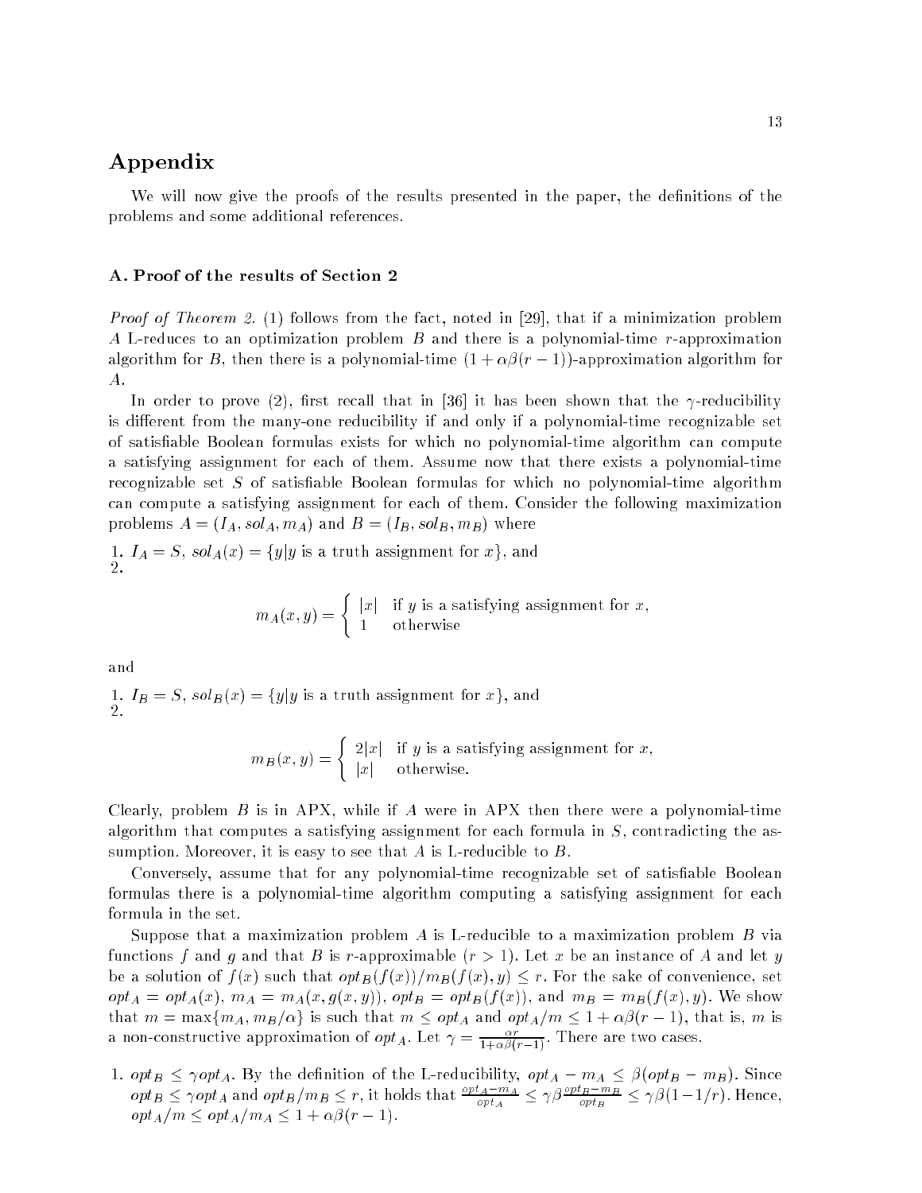# Appendix

We will now give the proofs of the results presented in the paper, the definitions of the problems and some additional references.

### A. Proof of the results of Section 2

*Proof of Theorem 2.* (1) follows from the fact, noted in [29], that if a minimization problem $A$ L-reduces to an optimization problem $B$ and there is a polynomial-time $r$-approximation algorithm for $B$, then there is a polynomial-time $(1 + \alpha\beta(r-1))$-approximation algorithm for $A$.

In order to prove (2), first recall that in [36] it has been shown that the $\gamma$-reducibility is different from the many-one reducibility if and only if a polynomial-time recognizable set of satisfiable Boolean formulas exists for which no polynomial-time algorithm can compute a satisfying assignment for each of them. Assume now that there exists a polynomial-time recognizable set $S$ of satisfiable Boolean formulas for which no polynomial-time algorithm can compute a satisfying assignment for each of them. Consider the following maximization problems $A = (I_A, sol_A, m_A)$ and $B = (I_B, sol_B, m_B)$ where

1. $I_A = S$, $sol_A(x) = \{y | y \text{ is a truth assignment for } x\}$, and
2. 
$$m_A(x, y) = \begin{cases} |x| & \text{if } y \text{ is a satisfying assignment for } x, \\ 1 & \text{otherwise} \end{cases}$$

and

1. $I_B = S$, $sol_B(x) = \{y | y \text{ is a truth assignment for } x\}$, and
2. 
$$m_B(x, y) = \begin{cases} 2|x| & \text{if } y \text{ is a satisfying assignment for } x, \\ |x| & \text{otherwise.} \end{cases}$$

Clearly, problem $B$ is in APX, while if $A$ were in APX then there were a polynomial-time algorithm that computes a satisfying assignment for each formula in $S$, contradicting the assumption. Moreover, it is easy to see that $A$ is L-reducible to $B$.

Conversely, assume that for any polynomial-time recognizable set of satisfiable Boolean formulas there is a polynomial-time algorithm computing a satisfying assignment for each formula in the set.

Suppose that a maximization problem $A$ is L-reducible to a maximization problem $B$ via functions $f$ and $g$ and that $B$ is $r$-approximable ($r > 1$). Let $x$ be an instance of $A$ and let $y$ be a solution of $f(x)$ such that $opt_B(f(x))/m_B(f(x), y) \leq r$. For the sake of convenience, set $opt_A = opt_A(x)$, $m_A = m_A(x, g(x, y))$, $opt_B = opt_B(f(x))$, and $m_B = m_B(f(x), y)$. We show that $m = \max\{m_A, m_B/\alpha\}$ is such that $m \leq opt_A$ and $opt_A/m \leq 1 + \alpha\beta(r-1)$, that is, $m$ is a non-constructive approximation of $opt_A$. Let $\gamma = \frac{\alpha r}{1+\alpha\beta(r-1)}$. There are two cases.

1. $opt_B \leq \gamma opt_A$. By the definition of the L-reducibility, $opt_A - m_A \leq \beta(opt_B - m_B)$. Since $opt_B \leq \gamma opt_A$ and $opt_B/m_B \leq r$, it holds that $\frac{opt_A - m_A}{opt_A} \leq \gamma\beta\frac{opt_B - m_B}{opt_B} \leq \gamma\beta(1 - 1/r)$. Hence, $opt_A/m \leq opt_A/m_A \leq 1 + \alpha\beta(r-1)$.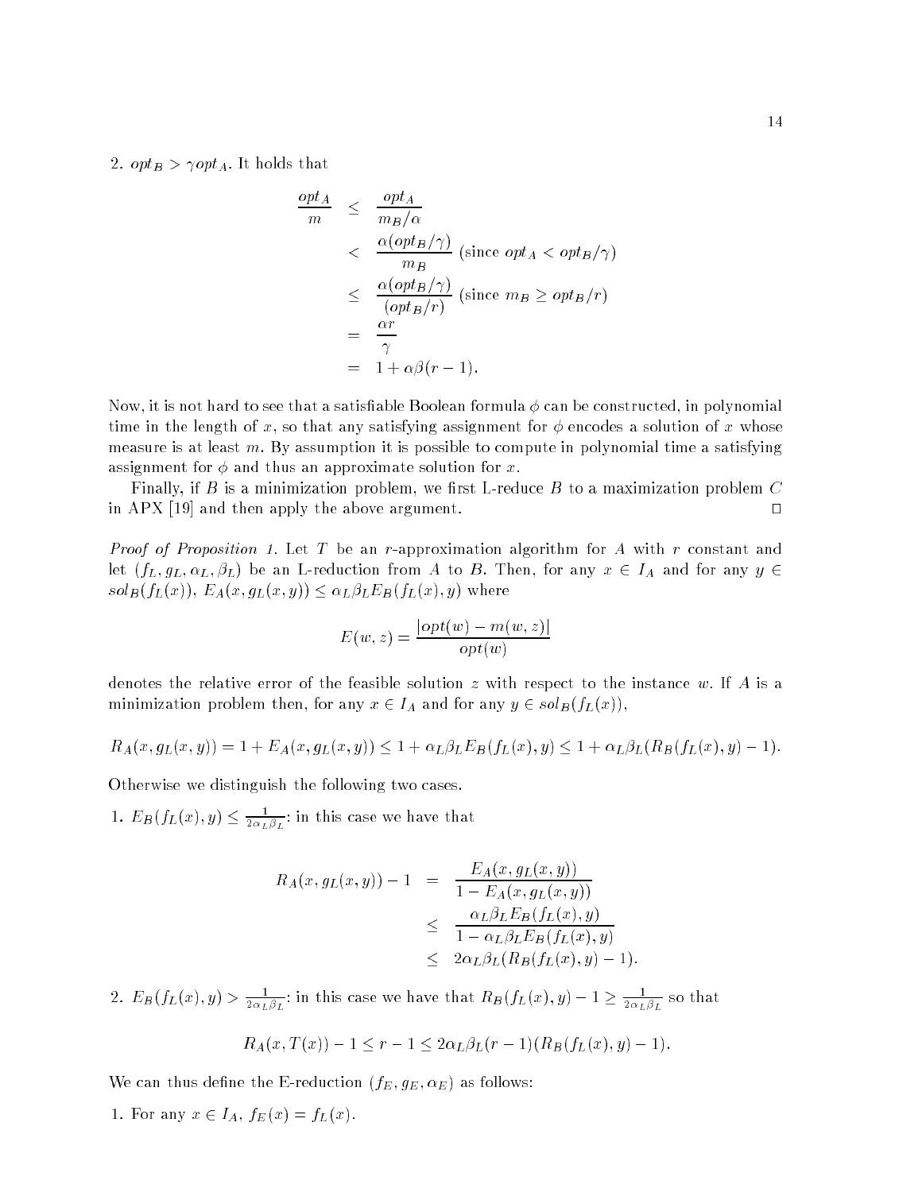2. $opt_B > \gamma opt_A$. It holds that

$$
\begin{aligned}
\frac{opt_A}{m} &\leq \frac{opt_A}{m_B/\alpha} \\
&< \frac{\alpha(opt_B/\gamma)}{m_B} \text{ (since } opt_A < opt_B/\gamma) \\
&\leq \frac{\alpha(opt_B/\gamma)}{(opt_B/r)} \text{ (since } m_B \geq opt_B/r) \\
&= \frac{\alpha r}{\gamma} \\
&= 1 + \alpha\beta(r-1).
\end{aligned}
$$

Now, it is not hard to see that a satisfiable Boolean formula $\phi$ can be constructed, in polynomial time in the length of $x$, so that any satisfying assignment for $\phi$ encodes a solution of $x$ whose measure is at least $m$. By assumption it is possible to compute in polynomial time a satisfying assignment for $\phi$ and thus an approximate solution for $x$.

Finally, if $B$ is a minimization problem, we first L-reduce $B$ to a maximization problem $C$ in APX [19] and then apply the above argument. $\square$

*Proof of Proposition 1.* Let $T$ be an $r$-approximation algorithm for $A$ with $r$ constant and let $(f_L, g_L, \alpha_L, \beta_L)$ be an L-reduction from $A$ to $B$. Then, for any $x \in I_A$ and for any $y \in sol_B(f_L(x))$, $E_A(x, g_L(x,y)) \leq \alpha_L \beta_L E_B(f_L(x), y)$ where

$$E(w,z) = \frac{|opt(w) - m(w,z)|}{opt(w)}$$

denotes the relative error of the feasible solution $z$ with respect to the instance $w$. If $A$ is a minimization problem then, for any $x \in I_A$ and for any $y \in sol_B(f_L(x))$,

$$R_A(x, g_L(x,y)) = 1 + E_A(x, g_L(x,y)) \leq 1 + \alpha_L\beta_L E_B(f_L(x), y) \leq 1 + \alpha_L\beta_L(R_B(f_L(x), y) - 1).$$

Otherwise we distinguish the following two cases.

1. $E_B(f_L(x), y) \leq \frac{1}{2\alpha_L\beta_L}$: in this case we have that

$$
\begin{aligned}
R_A(x, g_L(x,y)) - 1 &= \frac{E_A(x, g_L(x,y))}{1 - E_A(x, g_L(x,y))} \\
&\leq \frac{\alpha_L\beta_L E_B(f_L(x), y)}{1 - \alpha_L\beta_L E_B(f_L(x), y)} \\
&\leq 2\alpha_L\beta_L(R_B(f_L(x), y) - 1).
\end{aligned}
$$

2. $E_B(f_L(x), y) > \frac{1}{2\alpha_L\beta_L}$: in this case we have that $R_B(f_L(x), y) - 1 \geq \frac{1}{2\alpha_L\beta_L}$ so that

$$R_A(x, T(x)) - 1 \leq r - 1 \leq 2\alpha_L\beta_L(r-1)(R_B(f_L(x), y) - 1).$$

We can thus define the E-reduction $(f_E, g_E, \alpha_E)$ as follows:

1. For any $x \in I_A$, $f_E(x) = f_L(x)$.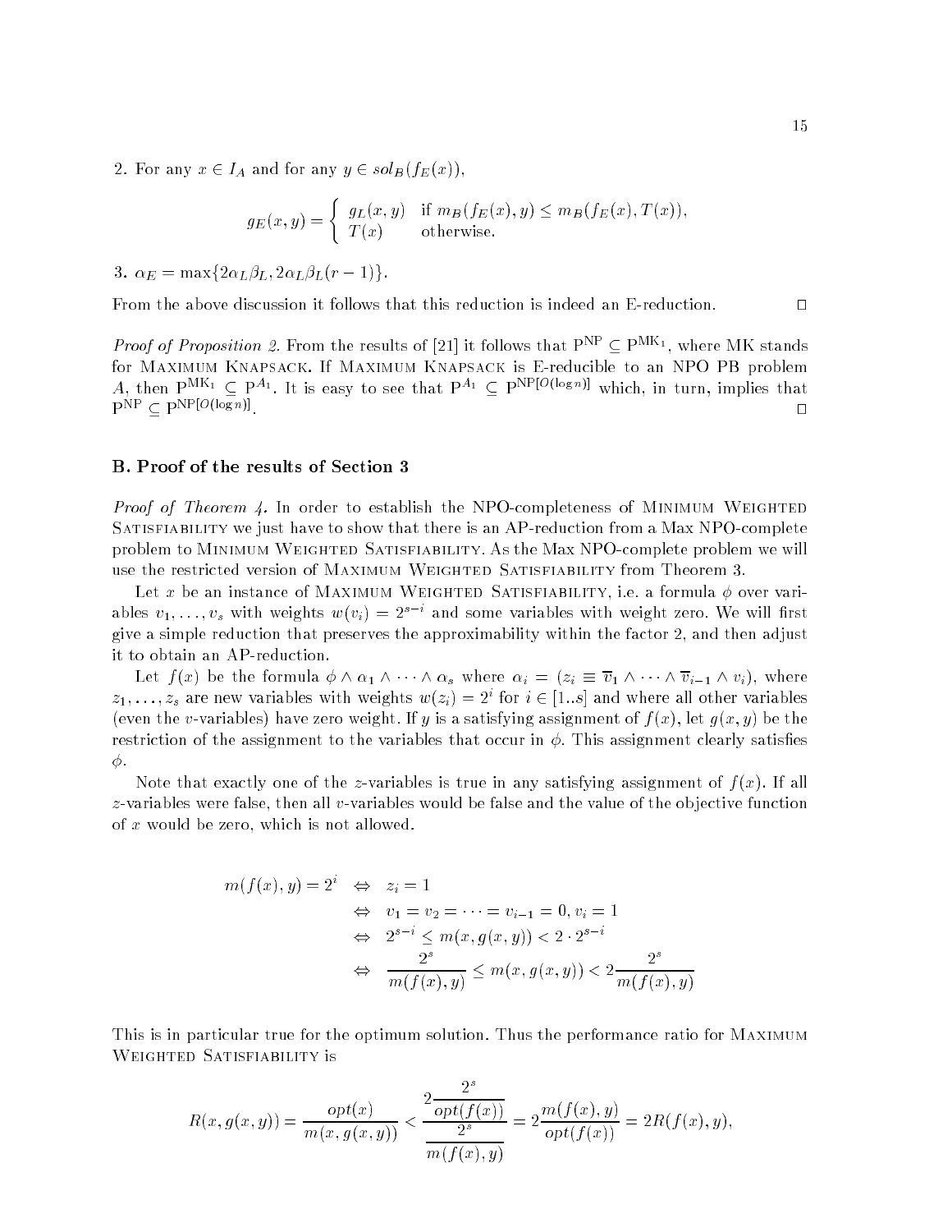2. For any $x \in I_A$ and for any $y \in sol_B(f_E(x))$,

$$g_E(x,y) = \begin{cases} g_L(x,y) & \text{if } m_B(f_E(x),y) \le m_B(f_E(x),T(x)), \\ T(x) & \text{otherwise.} \end{cases}$$

3. $\alpha_E = \max\{2\alpha_L\beta_L, 2\alpha_L\beta_L(r-1)\}$.

From the above discussion it follows that this reduction is indeed an E-reduction. □

*Proof of Proposition 2.* From the results of [21] it follows that $\mathrm{P}^{\mathrm{NP}} \subseteq \mathrm{P}^{\mathrm{MK}_1}$, where MK stands for Maximum Knapsack. If Maximum Knapsack is E-reducible to an NPO PB problem $A$, then $\mathrm{P}^{\mathrm{MK}_1} \subseteq \mathrm{P}^{A_1}$. It is easy to see that $\mathrm{P}^{A_1} \subseteq \mathrm{P}^{\mathrm{NP}[O(\log n)]}$ which, in turn, implies that $\mathrm{P}^{\mathrm{NP}} \subseteq \mathrm{P}^{\mathrm{NP}[O(\log n)]}$. □

## B. Proof of the results of Section 3

*Proof of Theorem 4.* In order to establish the NPO-completeness of Minimum Weighted Satisfiability we just have to show that there is an AP-reduction from a Max NPO-complete problem to Minimum Weighted Satisfiability. As the Max NPO-complete problem we will use the restricted version of Maximum Weighted Satisfiability from Theorem 3.

Let $x$ be an instance of Maximum Weighted Satisfiability, i.e. a formula $\phi$ over variables $v_1, \ldots, v_s$ with weights $w(v_i) = 2^{s-i}$ and some variables with weight zero. We will first give a simple reduction that preserves the approximability within the factor 2, and then adjust it to obtain an AP-reduction.

Let $f(x)$ be the formula $\phi \wedge \alpha_1 \wedge \cdots \wedge \alpha_s$ where $\alpha_i = (z_i \equiv \overline{v}_1 \wedge \cdots \wedge \overline{v}_{i-1} \wedge v_i)$, where $z_1, \ldots, z_s$ are new variables with weights $w(z_i) = 2^i$ for $i \in [1..s]$ and where all other variables (even the $v$-variables) have zero weight. If $y$ is a satisfying assignment of $f(x)$, let $g(x,y)$ be the restriction of the assignment to the variables that occur in $\phi$. This assignment clearly satisfies $\phi$.

Note that exactly one of the $z$-variables is true in any satisfying assignment of $f(x)$. If all $z$-variables were false, then all $v$-variables would be false and the value of the objective function of $x$ would be zero, which is not allowed.

$$\begin{aligned} m(f(x),y) = 2^i \quad &\Leftrightarrow \quad z_i = 1 \\ &\Leftrightarrow \quad v_1 = v_2 = \cdots = v_{i-1} = 0, v_i = 1 \\ &\Leftrightarrow \quad 2^{s-i} \le m(x, g(x,y)) < 2 \cdot 2^{s-i} \\ &\Leftrightarrow \quad \frac{2^s}{m(f(x),y)} \le m(x,g(x,y)) < 2\frac{2^s}{m(f(x),y)} \end{aligned}$$

This is in particular true for the optimum solution. Thus the performance ratio for Maximum Weighted Satisfiability is

$$R(x, g(x,y)) = \frac{opt(x)}{m(x,g(x,y))} < \frac{2\dfrac{2^s}{opt(f(x))}}{\dfrac{2^s}{m(f(x),y)}} = 2\frac{m(f(x),y)}{opt(f(x))} = 2R(f(x),y),$$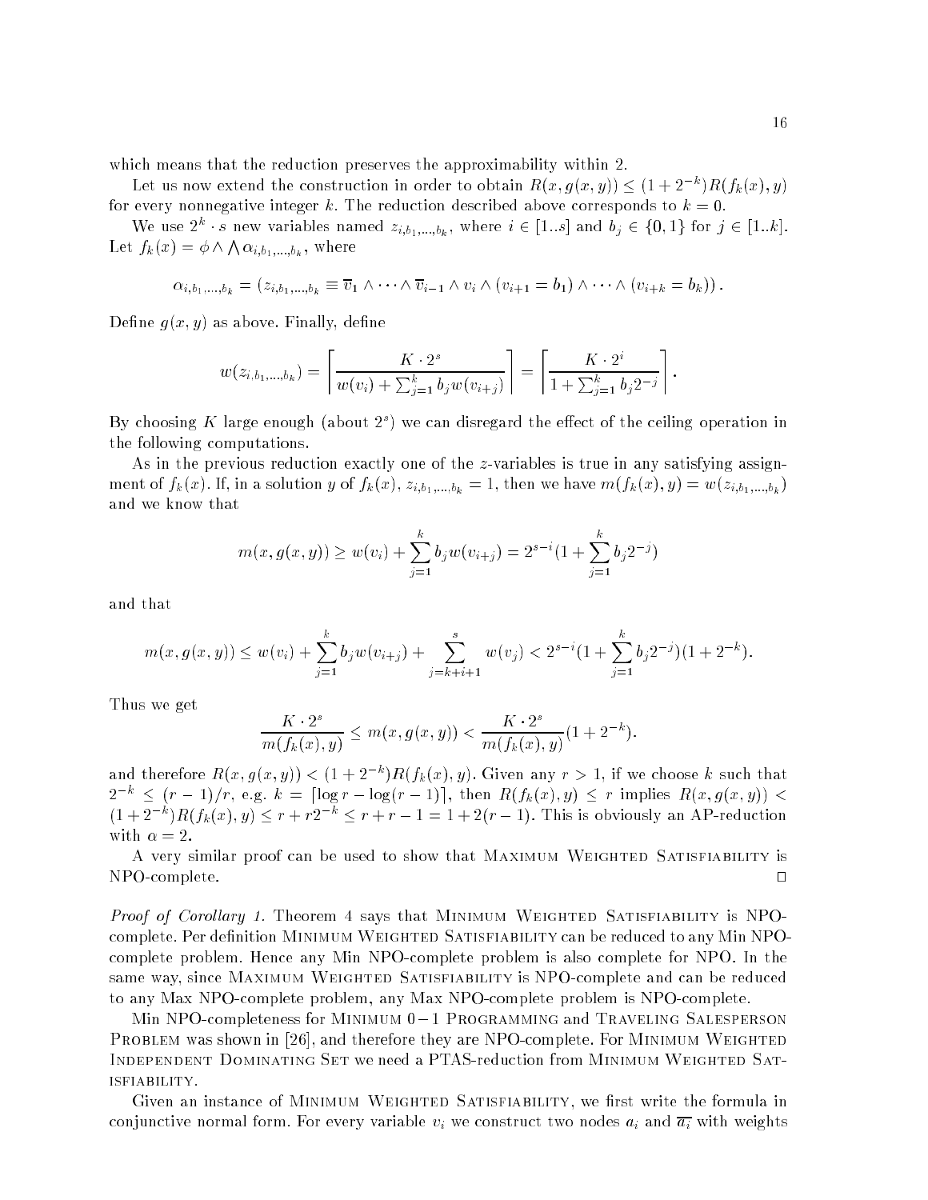which means that the reduction preserves the approximability within 2.

Let us now extend the construction in order to obtain $R(x, g(x,y)) \le (1+2^{-k})R(f_k(x), y)$ for every nonnegative integer $k$. The reduction described above corresponds to $k = 0$.

We use $2^k \cdot s$ new variables named $z_{i,b_1,\ldots,b_k}$, where $i \in [1..s]$ and $b_j \in \{0,1\}$ for $j \in [1..k]$. Let $f_k(x) = \phi \wedge \bigwedge \alpha_{i,b_1,\ldots,b_k}$, where

$$\alpha_{i,b_1,\ldots,b_k} = (z_{i,b_1,\ldots,b_k} \equiv \overline{v}_1 \wedge \cdots \wedge \overline{v}_{i-1} \wedge v_i \wedge (v_{i+1} = b_1) \wedge \cdots \wedge (v_{i+k} = b_k)).$$

Define $g(x,y)$ as above. Finally, define

$$w(z_{i,b_1,\ldots,b_k}) = \left\lceil \frac{K \cdot 2^s}{w(v_i) + \sum_{j=1}^{k} b_j w(v_{i+j})} \right\rceil = \left\lceil \frac{K \cdot 2^i}{1 + \sum_{j=1}^{k} b_j 2^{-j}} \right\rceil.$$

By choosing $K$ large enough (about $2^s$) we can disregard the effect of the ceiling operation in the following computations.

As in the previous reduction exactly one of the $z$-variables is true in any satisfying assignment of $f_k(x)$. If, in a solution $y$ of $f_k(x)$, $z_{i,b_1,\ldots,b_k} = 1$, then we have $m(f_k(x), y) = w(z_{i,b_1,\ldots,b_k})$ and we know that

$$m(x, g(x,y)) \ge w(v_i) + \sum_{j=1}^{k} b_j w(v_{i+j}) = 2^{s-i}(1 + \sum_{j=1}^{k} b_j 2^{-j})$$

and that

$$m(x, g(x,y)) \le w(v_i) + \sum_{j=1}^{k} b_j w(v_{i+j}) + \sum_{j=k+i+1}^{s} w(v_j) < 2^{s-i}(1 + \sum_{j=1}^{k} b_j 2^{-j})(1+2^{-k}).$$

Thus we get

$$\frac{K \cdot 2^s}{m(f_k(x), y)} \le m(x, g(x,y)) < \frac{K \cdot 2^s}{m(f_k(x), y)}(1+2^{-k}).$$

and therefore $R(x, g(x,y)) < (1+2^{-k})R(f_k(x), y)$. Given any $r > 1$, if we choose $k$ such that $2^{-k} \le (r-1)/r$, e.g. $k = \lceil \log r - \log(r-1) \rceil$, then $R(f_k(x), y) \le r$ implies $R(x, g(x,y)) < (1+2^{-k})R(f_k(x), y) \le r + r2^{-k} \le r + r - 1 = 1 + 2(r-1)$. This is obviously an AP-reduction with $\alpha = 2$.

A very similar proof can be used to show that Maximum Weighted Satisfiability is NPO-complete. □

*Proof of Corollary 1.* Theorem 4 says that Minimum Weighted Satisfiability is NPO-complete. Per definition Minimum Weighted Satisfiability can be reduced to any Min NPO-complete problem. Hence any Min NPO-complete problem is also complete for NPO. In the same way, since Maximum Weighted Satisfiability is NPO-complete and can be reduced to any Max NPO-complete problem, any Max NPO-complete problem is NPO-complete.

Min NPO-completeness for Minimum $0-1$ Programming and Traveling Salesperson Problem was shown in [26], and therefore they are NPO-complete. For Minimum Weighted Independent Dominating Set we need a PTAS-reduction from Minimum Weighted Satisfiability.

Given an instance of Minimum Weighted Satisfiability, we first write the formula in conjunctive normal form. For every variable $v_i$ we construct two nodes $a_i$ and $\overline{a_i}$ with weights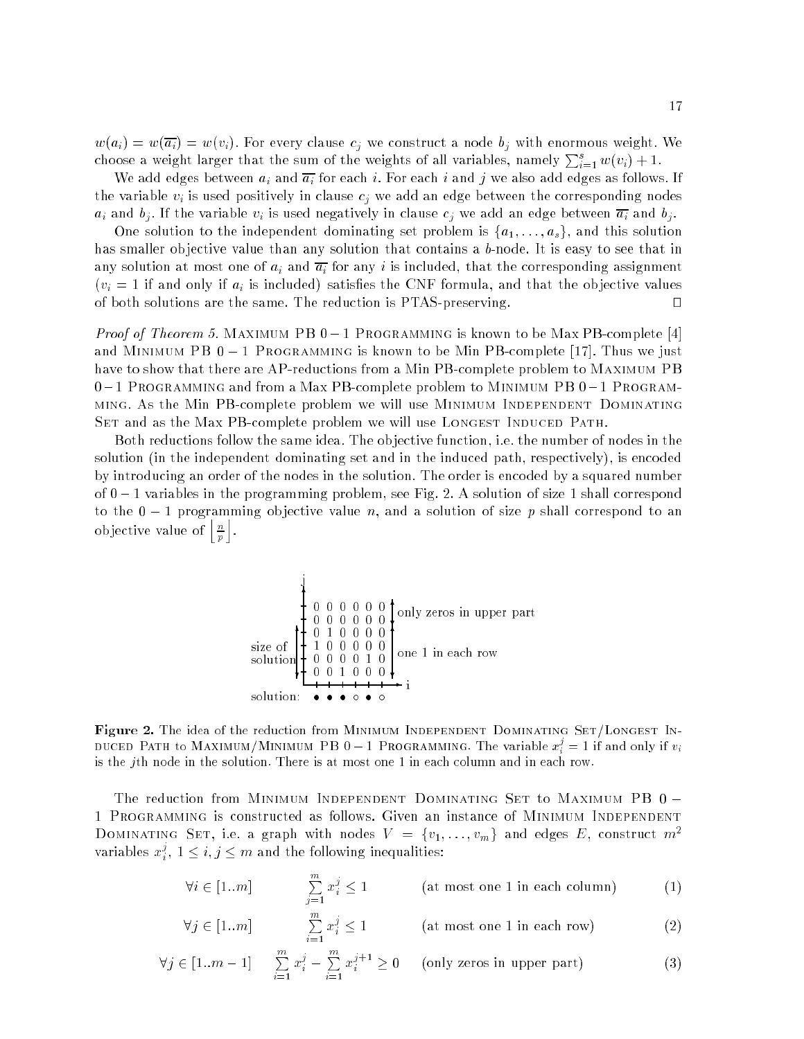$w(a_i) = w(\overline{a_i}) = w(v_i)$. For every clause $c_j$ we construct a node $b_j$ with enormous weight. We choose a weight larger that the sum of the weights of all variables, namely $\sum_{i=1}^{s} w(v_i) + 1$.

We add edges between $a_i$ and $\overline{a_i}$ for each $i$. For each $i$ and $j$ we also add edges as follows. If the variable $v_i$ is used positively in clause $c_j$ we add an edge between the corresponding nodes $a_i$ and $b_j$. If the variable $v_i$ is used negatively in clause $c_j$ we add an edge between $\overline{a_i}$ and $b_j$.

One solution to the independent dominating set problem is $\{a_1, \ldots, a_s\}$, and this solution has smaller objective value than any solution that contains a $b$-node. It is easy to see that in any solution at most one of $a_i$ and $\overline{a_i}$ for any $i$ is included, that the corresponding assignment ($v_i = 1$ if and only if $a_i$ is included) satisfies the CNF formula, and that the objective values of both solutions are the same. The reduction is PTAS-preserving. □

*Proof of Theorem 5.* Maximum PB $0-1$ Programming is known to be Max PB-complete [4] and Minimum PB $0-1$ Programming is known to be Min PB-complete [17]. Thus we just have to show that there are AP-reductions from a Min PB-complete problem to Maximum PB $0-1$ Programming and from a Max PB-complete problem to Minimum PB $0-1$ Programming. As the Min PB-complete problem we will use Minimum Independent Dominating Set and as the Max PB-complete problem we will use Longest Induced Path.

Both reductions follow the same idea. The objective function, i.e. the number of nodes in the solution (in the independent dominating set and in the induced path, respectively), is encoded by introducing an order of the nodes in the solution. The order is encoded by a squared number of $0-1$ variables in the programming problem, see Fig. 2. A solution of size 1 shall correspond to the $0-1$ programming objective value $n$, and a solution of size $p$ shall correspond to an objective value of $\left\lfloor \frac{n}{p} \right\rfloor$.

**Figure 2.** The idea of the reduction from Minimum Independent Dominating Set/Longest Induced Path to Maximum/Minimum PB $0-1$ Programming. The variable $x_i^j = 1$ if and only if $v_i$ is the $j$th node in the solution. There is at most one 1 in each column and in each row.

The reduction from Minimum Independent Dominating Set to Maximum PB $0-1$ Programming is constructed as follows. Given an instance of Minimum Independent Dominating Set, i.e. a graph with nodes $V = \{v_1, \ldots, v_m\}$ and edges $E$, construct $m^2$ variables $x_i^j$, $1 \le i, j \le m$ and the following inequalities:

$$\forall i \in [1..m] \qquad \sum_{j=1}^{m} x_i^j \le 1 \qquad \text{(at most one 1 in each column)} \tag{1}$$

$$\forall j \in [1..m] \qquad \sum_{i=1}^{m} x_i^j \le 1 \qquad \text{(at most one 1 in each row)} \tag{2}$$

$$\forall j \in [1..m-1] \qquad \sum_{i=1}^{m} x_i^j - \sum_{i=1}^{m} x_i^{j+1} \ge 0 \qquad \text{(only zeros in upper part)} \tag{3}$$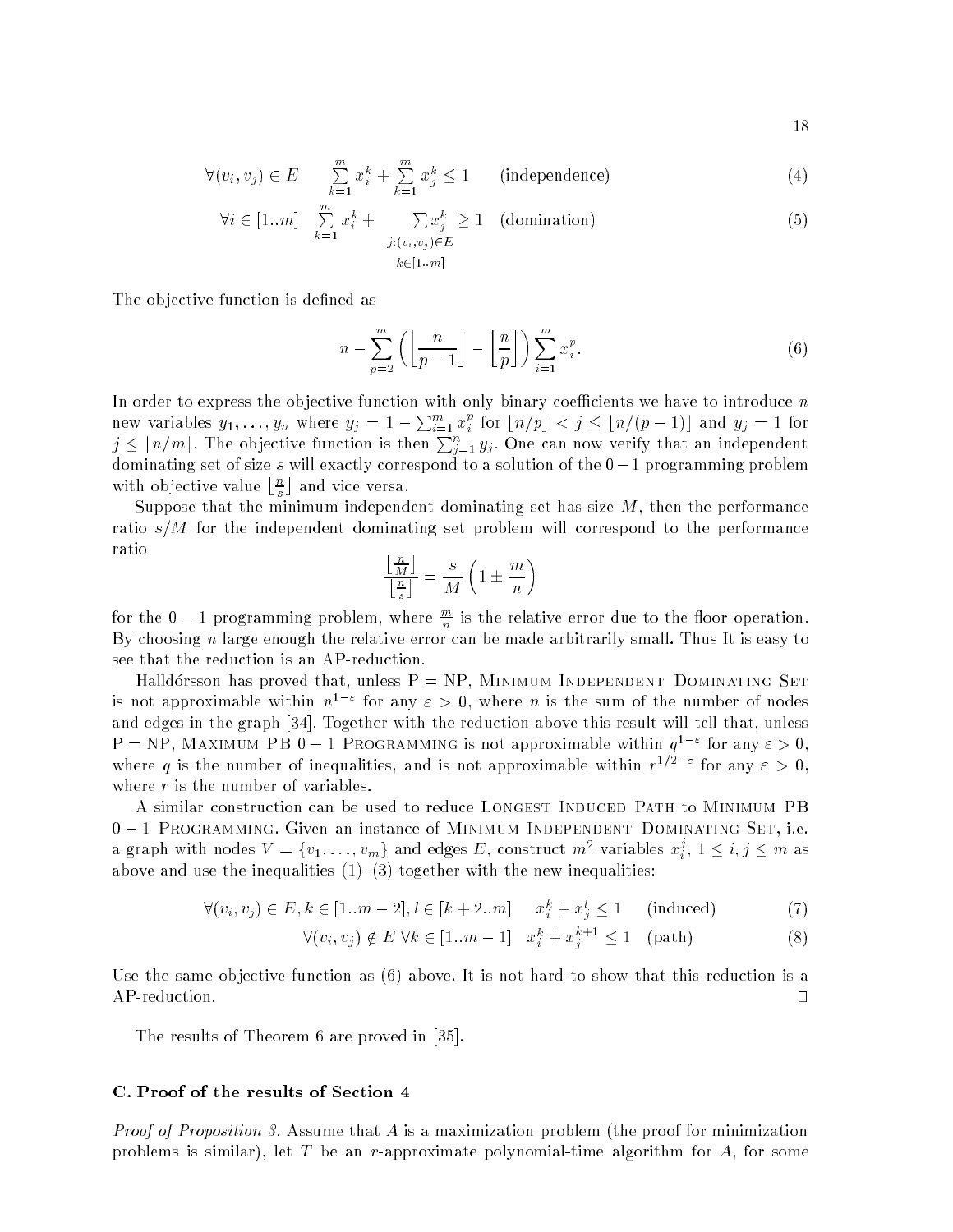$$\forall (v_i, v_j) \in E \qquad \sum_{k=1}^{m} x_i^k + \sum_{k=1}^{m} x_j^k \leq 1 \qquad \text{(independence)} \tag{4}$$

$$\forall i \in [1..m] \quad \sum_{k=1}^{m} x_i^k + \sum_{\substack{j:(v_i,v_j)\in E \\ k\in[1..m]}} x_j^k \geq 1 \quad \text{(domination)} \tag{5}$$

The objective function is defined as

$$n - \sum_{p=2}^{m} \left( \left\lfloor \frac{n}{p-1} \right\rfloor - \left\lfloor \frac{n}{p} \right\rfloor \right) \sum_{i=1}^{m} x_i^p. \tag{6}$$

In order to express the objective function with only binary coefficients we have to introduce $n$ new variables $y_1, \ldots, y_n$ where $y_j = 1 - \sum_{i=1}^{m} x_i^p$ for $\lfloor n/p \rfloor < j \leq \lfloor n/(p-1) \rfloor$ and $y_j = 1$ for $j \leq \lfloor n/m \rfloor$. The objective function is then $\sum_{j=1}^{n} y_j$. One can now verify that an independent dominating set of size $s$ will exactly correspond to a solution of the $0-1$ programming problem with objective value $\lfloor \frac{n}{s} \rfloor$ and vice versa.

Suppose that the minimum independent dominating set has size $M$, then the performance ratio $s/M$ for the independent dominating set problem will correspond to the performance ratio

$$\frac{\lfloor \frac{n}{M} \rfloor}{\lfloor \frac{n}{s} \rfloor} = \frac{s}{M}\left(1 \pm \frac{m}{n}\right)$$

for the $0-1$ programming problem, where $\frac{m}{n}$ is the relative error due to the floor operation. By choosing $n$ large enough the relative error can be made arbitrarily small. Thus It is easy to see that the reduction is an AP-reduction.

Halldórsson has proved that, unless P = NP, Minimum Independent Dominating Set is not approximable within $n^{1-\varepsilon}$ for any $\varepsilon > 0$, where $n$ is the sum of the number of nodes and edges in the graph [34]. Together with the reduction above this result will tell that, unless P = NP, Maximum PB $0-1$ Programming is not approximable within $q^{1-\varepsilon}$ for any $\varepsilon > 0$, where $q$ is the number of inequalities, and is not approximable within $r^{1/2-\varepsilon}$ for any $\varepsilon > 0$, where $r$ is the number of variables.

A similar construction can be used to reduce Longest Induced Path to Minimum PB $0-1$ Programming. Given an instance of Minimum Independent Dominating Set, i.e. a graph with nodes $V = \{v_1, \ldots, v_m\}$ and edges $E$, construct $m^2$ variables $x_i^j$, $1 \leq i, j \leq m$ as above and use the inequalities (1)–(3) together with the new inequalities:

$$\forall (v_i, v_j) \in E, k \in [1..m-2], l \in [k+2..m] \quad x_i^k + x_j^l \leq 1 \quad \text{(induced)} \tag{7}$$

$$\forall (v_i, v_j) \notin E \;\; \forall k \in [1..m-1] \quad x_i^k + x_j^{k+1} \leq 1 \quad \text{(path)} \tag{8}$$

Use the same objective function as (6) above. It is not hard to show that this reduction is a AP-reduction. □

The results of Theorem 6 are proved in [35].

### C. Proof of the results of Section 4

*Proof of Proposition 3.* Assume that $A$ is a maximization problem (the proof for minimization problems is similar), let $T$ be an $r$-approximate polynomial-time algorithm for $A$, for some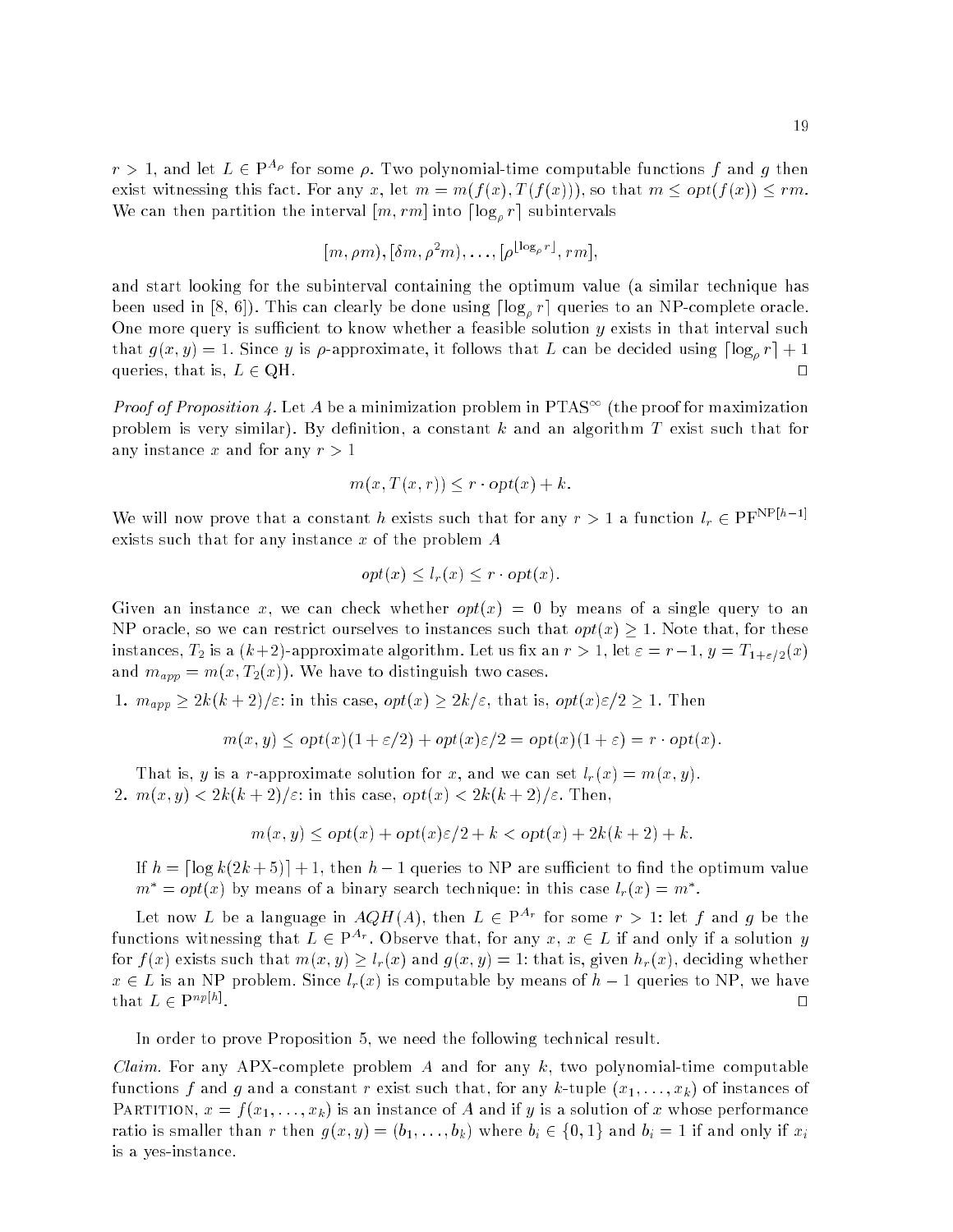$r > 1$, and let $L \in \mathrm{P}^{A_\rho}$ for some $\rho$. Two polynomial-time computable functions $f$ and $g$ then exist witnessing this fact. For any $x$, let $m = m(f(x), T(f(x)))$, so that $m \leq opt(f(x)) \leq rm$. We can then partition the interval $[m, rm]$ into $\lceil \log_\rho r \rceil$ subintervals

$$[m, \rho m), [\delta m, \rho^2 m), \ldots, [\rho^{\lfloor \log_\rho r \rfloor}, rm],$$

and start looking for the subinterval containing the optimum value (a similar technique has been used in [8, 6]). This can clearly be done using $\lceil \log_\rho r \rceil$ queries to an NP-complete oracle. One more query is sufficient to know whether a feasible solution $y$ exists in that interval such that $g(x, y) = 1$. Since $y$ is $\rho$-approximate, it follows that $L$ can be decided using $\lceil \log_\rho r \rceil + 1$ queries, that is, $L \in \mathrm{QH}$. □

*Proof of Proposition 4.* Let $A$ be a minimization problem in $\mathrm{PTAS}^\infty$ (the proof for maximization problem is very similar). By definition, a constant $k$ and an algorithm $T$ exist such that for any instance $x$ and for any $r > 1$

$$m(x, T(x, r)) \leq r \cdot opt(x) + k.$$

We will now prove that a constant $h$ exists such that for any $r > 1$ a function $l_r \in \mathrm{PF}^{\mathrm{NP}[h-1]}$ exists such that for any instance $x$ of the problem $A$

$$opt(x) \leq l_r(x) \leq r \cdot opt(x).$$

Given an instance $x$, we can check whether $opt(x) = 0$ by means of a single query to an NP oracle, so we can restrict ourselves to instances such that $opt(x) \geq 1$. Note that, for these instances, $T_2$ is a $(k+2)$-approximate algorithm. Let us fix an $r > 1$, let $\varepsilon = r - 1$, $y = T_{1+\varepsilon/2}(x)$ and $m_{app} = m(x, T_2(x))$. We have to distinguish two cases.

1. $m_{app} \geq 2k(k+2)/\varepsilon$: in this case, $opt(x) \geq 2k/\varepsilon$, that is, $opt(x)\varepsilon/2 \geq 1$. Then

$$m(x, y) \leq opt(x)(1 + \varepsilon/2) + opt(x)\varepsilon/2 = opt(x)(1 + \varepsilon) = r \cdot opt(x).$$

   That is, $y$ is a $r$-approximate solution for $x$, and we can set $l_r(x) = m(x, y)$.

2. $m(x, y) < 2k(k+2)/\varepsilon$: in this case, $opt(x) < 2k(k+2)/\varepsilon$. Then,

$$m(x, y) \leq opt(x) + opt(x)\varepsilon/2 + k < opt(x) + 2k(k+2) + k.$$

   If $h = \lceil \log k(2k+5) \rceil + 1$, then $h - 1$ queries to NP are sufficient to find the optimum value $m^* = opt(x)$ by means of a binary search technique: in this case $l_r(x) = m^*$.

Let now $L$ be a language in $AQH(A)$, then $L \in \mathrm{P}^{A_r}$ for some $r > 1$: let $f$ and $g$ be the functions witnessing that $L \in \mathrm{P}^{A_r}$. Observe that, for any $x$, $x \in L$ if and only if a solution $y$ for $f(x)$ exists such that $m(x, y) \geq l_r(x)$ and $g(x, y) = 1$: that is, given $h_r(x)$, deciding whether $x \in L$ is an NP problem. Since $l_r(x)$ is computable by means of $h - 1$ queries to NP, we have that $L \in \mathrm{P}^{np[h]}$. □

In order to prove Proposition 5, we need the following technical result.

*Claim.* For any APX-complete problem $A$ and for any $k$, two polynomial-time computable functions $f$ and $g$ and a constant $r$ exist such that, for any $k$-tuple $(x_1, \ldots, x_k)$ of instances of Partition, $x = f(x_1, \ldots, x_k)$ is an instance of $A$ and if $y$ is a solution of $x$ whose performance ratio is smaller than $r$ then $g(x, y) = (b_1, \ldots, b_k)$ where $b_i \in \{0, 1\}$ and $b_i = 1$ if and only if $x_i$ is a yes-instance.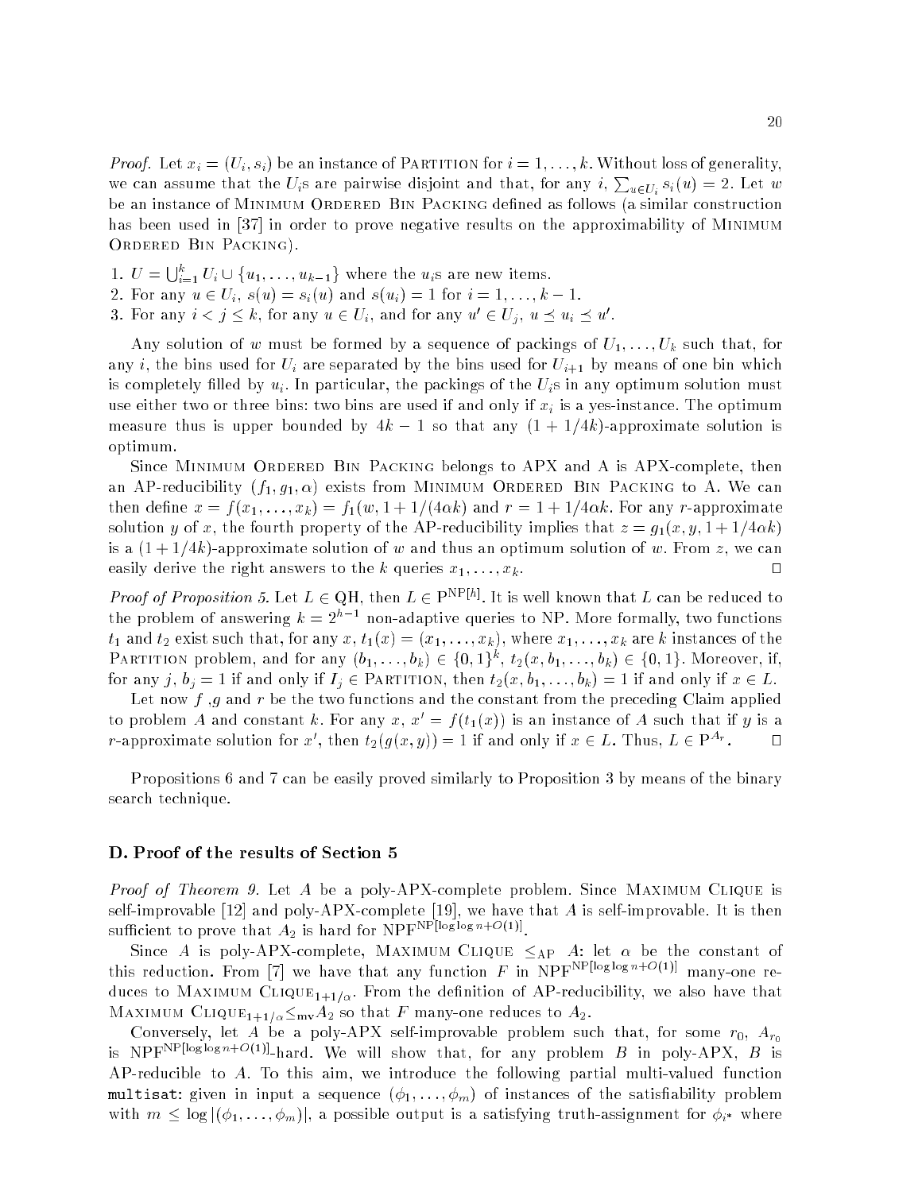*Proof.* Let $x_i = (U_i, s_i)$ be an instance of PARTITION for $i = 1, \ldots, k$. Without loss of generality, we can assume that the $U_i$s are pairwise disjoint and that, for any $i$, $\sum_{u \in U_i} s_i(u) = 2$. Let $w$ be an instance of MINIMUM ORDERED BIN PACKING defined as follows (a similar construction has been used in [37] in order to prove negative results on the approximability of MINIMUM ORDERED BIN PACKING).

1. $U = \bigcup_{i=1}^{k} U_i \cup \{u_1, \ldots, u_{k-1}\}$ where the $u_i$s are new items.
2. For any $u \in U_i$, $s(u) = s_i(u)$ and $s(u_i) = 1$ for $i = 1, \ldots, k-1$.
3. For any $i < j \leq k$, for any $u \in U_i$, and for any $u' \in U_j$, $u \preceq u_i \preceq u'$.

Any solution of $w$ must be formed by a sequence of packings of $U_1, \ldots, U_k$ such that, for any $i$, the bins used for $U_i$ are separated by the bins used for $U_{i+1}$ by means of one bin which is completely filled by $u_i$. In particular, the packings of the $U_i$s in any optimum solution must use either two or three bins: two bins are used if and only if $x_i$ is a yes-instance. The optimum measure thus is upper bounded by $4k - 1$ so that any $(1 + 1/4k)$-approximate solution is optimum.

Since MINIMUM ORDERED BIN PACKING belongs to APX and A is APX-complete, then an AP-reducibility $(f_1, g_1, \alpha)$ exists from MINIMUM ORDERED BIN PACKING to A. We can then define $x = f(x_1, \ldots, x_k) = f_1(w, 1 + 1/(4\alpha k)$ and $r = 1 + 1/4\alpha k$. For any $r$-approximate solution $y$ of $x$, the fourth property of the AP-reducibility implies that $z = g_1(x, y, 1 + 1/4\alpha k)$ is a $(1 + 1/4k)$-approximate solution of $w$ and thus an optimum solution of $w$. From $z$, we can easily derive the right answers to the $k$ queries $x_1, \ldots, x_k$. $\square$

*Proof of Proposition 5.* Let $L \in \mathrm{QH}$, then $L \in \mathrm{P}^{\mathrm{NP}[h]}$. It is well known that $L$ can be reduced to the problem of answering $k = 2^{h-1}$ non-adaptive queries to NP. More formally, two functions $t_1$ and $t_2$ exist such that, for any $x$, $t_1(x) = (x_1, \ldots, x_k)$, where $x_1, \ldots, x_k$ are $k$ instances of the PARTITION problem, and for any $(b_1, \ldots, b_k) \in \{0, 1\}^k$, $t_2(x, b_1, \ldots, b_k) \in \{0, 1\}$. Moreover, if, for any $j$, $b_j = 1$ if and only if $I_j \in$ PARTITION, then $t_2(x, b_1, \ldots, b_k) = 1$ if and only if $x \in L$.

Let now $f$ ,$g$ and $r$ be the two functions and the constant from the preceding Claim applied to problem $A$ and constant $k$. For any $x$, $x' = f(t_1(x))$ is an instance of $A$ such that if $y$ is a $r$-approximate solution for $x'$, then $t_2(g(x, y)) = 1$ if and only if $x \in L$. Thus, $L \in \mathrm{P}^{A_r}$. $\square$

Propositions 6 and 7 can be easily proved similarly to Proposition 3 by means of the binary search technique.

## D. Proof of the results of Section 5

*Proof of Theorem 9.* Let $A$ be a poly-APX-complete problem. Since MAXIMUM CLIQUE is self-improvable [12] and poly-APX-complete [19], we have that $A$ is self-improvable. It is then sufficient to prove that $A_2$ is hard for $\mathrm{NPF}^{\mathrm{NP}[\log\log n + O(1)]}$.

Since $A$ is poly-APX-complete, MAXIMUM CLIQUE $\leq_{\mathrm{AP}}$ $A$: let $\alpha$ be the constant of this reduction. From [7] we have that any function $F$ in $\mathrm{NPF}^{\mathrm{NP}[\log\log n + O(1)]}$ many-one reduces to MAXIMUM $\mathrm{CLIQUE}_{1+1/\alpha}$. From the definition of AP-reducibility, we also have that MAXIMUM $\mathrm{CLIQUE}_{1+1/\alpha} \leq_{\mathrm{mv}} A_2$ so that $F$ many-one reduces to $A_2$.

Conversely, let $A$ be a poly-APX self-improvable problem such that, for some $r_0$, $A_{r_0}$ is $\mathrm{NPF}^{\mathrm{NP}[\log\log n + O(1)]}$-hard. We will show that, for any problem $B$ in poly-APX, $B$ is AP-reducible to $A$. To this aim, we introduce the following partial multi-valued function `multisat`: given in input a sequence $(\phi_1, \ldots, \phi_m)$ of instances of the satisfiability problem with $m \leq \log |(\phi_1, \ldots, \phi_m)|$, a possible output is a satisfying truth-assignment for $\phi_{i^*}$ where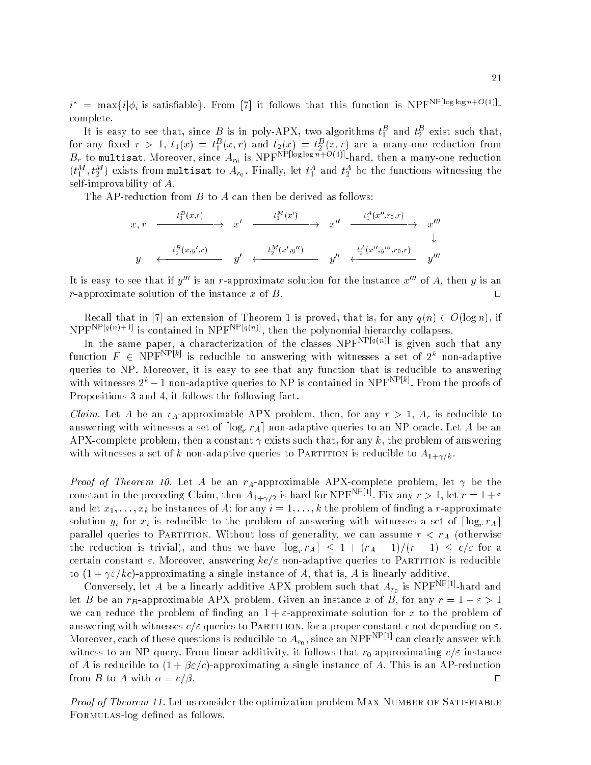$i^* = \max\{i | \phi_i \text{ is satisfiable}\}$. From [7] it follows that this function is $\text{NPF}^{\text{NP}[\log\log n + O(1)]}$-complete.

It is easy to see that, since $B$ is in poly-APX, two algorithms $t_1^B$ and $t_2^B$ exist such that, for any fixed $r > 1$, $t_1(x) = t_1^B(x, r)$ and $t_2(x) = t_2^B(x, r)$ are a many-one reduction from $B_r$ to `multisat`. Moreover, since $A_{r_0}$ is $\text{NPF}^{\text{NP}[\log\log n + O(1)]}$-hard, then a many-one reduction $(t_1^M, t_2^M)$ exists from `multisat` to $A_{r_0}$. Finally, let $t_1^A$ and $t_2^A$ be the functions witnessing the self-improvability of $A$.

The AP-reduction from $B$ to $A$ can then be derived as follows:

$$
\begin{array}{ccccccc}
x, r & \xrightarrow{t_1^B(x,r)} & x' & \xrightarrow{t_1^M(x')} & x'' & \xrightarrow{t_1^A(x'', r_0, r)} & x''' \\
 & & & & & & \downarrow \\
y & \xleftarrow{t_2^B(x, y', r)} & y' & \xleftarrow{t_2^M(x', y'')} & y'' & \xleftarrow{t_2^A(x'', y''', r_0, r)} & y'''
\end{array}
$$

It is easy to see that if $y'''$ is an $r$-approximate solution for the instance $x'''$ of $A$, then $y$ is an $r$-approximate solution of the instance $x$ of $B$. □

Recall that in [7] an extension of Theorem 1 is proved, that is, for any $q(n) \in O(\log n)$, if $\text{NPF}^{\text{NP}[q(n)+1]}$ is contained in $\text{NPF}^{\text{NP}[q(n)]}$, then the polynomial hierarchy collapses.

In the same paper, a characterization of the classes $\text{NPF}^{\text{NP}[q(n)]}$ is given such that any function $F \in \text{NPF}^{\text{NP}[k]}$ is reducible to answering with witnesses a set of $2^k$ non-adaptive queries to NP. Moreover, it is easy to see that any function that is reducible to answering with witnesses $2^k - 1$ non-adaptive queries to NP is contained in $\text{NPF}^{\text{NP}[k]}$. From the proofs of Propositions 3 and 4, it follows the following fact.

*Claim.* Let $A$ be an $r_A$-approximable APX problem, then, for any $r > 1$, $A_r$ is reducible to answering with witnesses a set of $\lceil \log_r r_A \rceil$ non-adaptive queries to an NP oracle. Let $A$ be an APX-complete problem, then a constant $\gamma$ exists such that, for any $k$, the problem of answering with witnesses a set of $k$ non-adaptive queries to Partition is reducible to $A_{1+\gamma/k}$.

*Proof of Theorem 10.* Let $A$ be an $r_A$-approximable APX-complete problem, let $\gamma$ be the constant in the preceding Claim, then $A_{1+\gamma/2}$ is hard for $\text{NPF}^{\text{NP}[1]}$. Fix any $r > 1$, let $r = 1 + \varepsilon$ and let $x_1, \ldots, x_k$ be instances of $A$: for any $i = 1, \ldots, k$ the problem of finding a $r$-approximate solution $y_i$ for $x_i$ is reducible to the problem of answering with witnesses a set of $\lceil \log_r r_A \rceil$ parallel queries to Partition. Without loss of generality, we can assume $r < r_A$ (otherwise the reduction is trivial), and thus we have $\lceil \log_r r_A \rceil \leq 1 + (r_A - 1)/(r - 1) \leq c/\varepsilon$ for a certain constant $\varepsilon$. Moreover, answering $kc/\varepsilon$ non-adaptive queries to Partition is reducible to $(1 + \gamma\varepsilon/kc)$-approximating a single instance of $A$, that is, $A$ is linearly additive.

Conversely, let $A$ be a linearly additive APX problem such that $A_{r_0}$ is $\text{NPF}^{\text{NP}[1]}$-hard and let $B$ be an $r_B$-approximable APX problem. Given an instance $x$ of $B$, for any $r = 1 + \varepsilon > 1$ we can reduce the problem of finding an $1 + \varepsilon$-approximate solution for $x$ to the problem of answering with witnesses $c/\varepsilon$ queries to Partition, for a proper constant $c$ not depending on $\varepsilon$. Moreover, each of these questions is reducible to $A_{r_0}$, since an $\text{NPF}^{\text{NP}[1]}$ can clearly answer with witness to an NP query. From linear additivity, it follows that $r_0$-approximating $c/\varepsilon$ instance of $A$ is reducible to $(1 + \beta\varepsilon/c)$-approximating a single instance of $A$. This is an AP-reduction from $B$ to $A$ with $\alpha = c/\beta$. □

*Proof of Theorem 11.* Let us consider the optimization problem Max Number of Satisfiable Formulas-log defined as follows.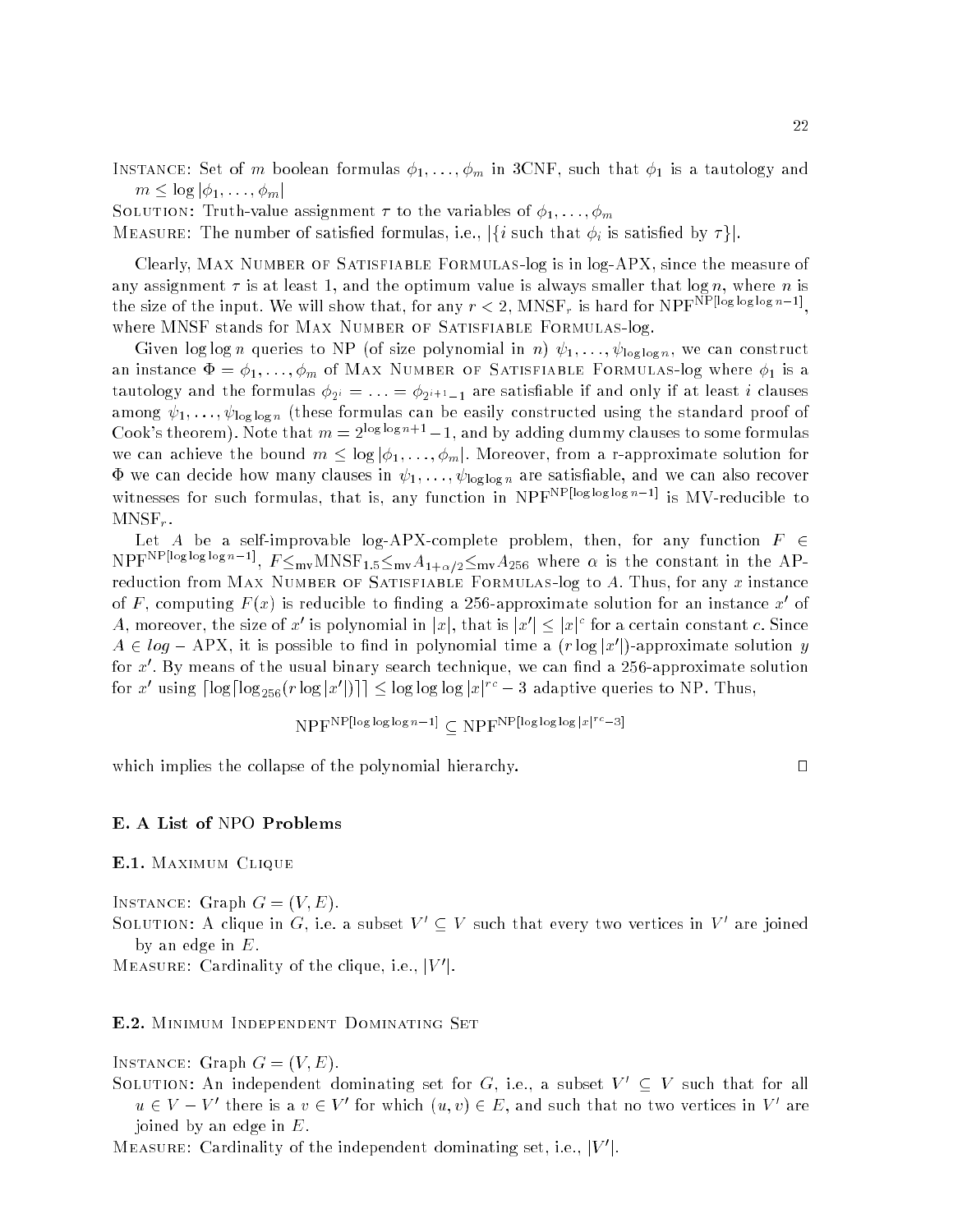INSTANCE: Set of $m$ boolean formulas $\phi_1, \ldots, \phi_m$ in 3CNF, such that $\phi_1$ is a tautology and $m \leq \log |\phi_1, \ldots, \phi_m|$

SOLUTION: Truth-value assignment $\tau$ to the variables of $\phi_1, \ldots, \phi_m$

MEASURE: The number of satisfied formulas, i.e., $|\{i$ such that $\phi_i$ is satisfied by $\tau\}|$.

Clearly, MAX NUMBER OF SATISFIABLE FORMULAS-log is in log-APX, since the measure of any assignment $\tau$ is at least 1, and the optimum value is always smaller that $\log n$, where $n$ is the size of the input. We will show that, for any $r < 2$, $\text{MNSF}_r$ is hard for $\text{NPF}^{\text{NP}[\log\log\log n - 1]}$, where MNSF stands for MAX NUMBER OF SATISFIABLE FORMULAS-log.

Given $\log\log n$ queries to NP (of size polynomial in $n$) $\psi_1, \ldots, \psi_{\log\log n}$, we can construct an instance $\Phi = \phi_1, \ldots, \phi_m$ of MAX NUMBER OF SATISFIABLE FORMULAS-log where $\phi_1$ is a tautology and the formulas $\phi_{2^i} = \ldots = \phi_{2^{i+1}-1}$ are satisfiable if and only if at least $i$ clauses among $\psi_1, \ldots, \psi_{\log\log n}$ (these formulas can be easily constructed using the standard proof of Cook's theorem). Note that $m = 2^{\log\log n + 1} - 1$, and by adding dummy clauses to some formulas we can achieve the bound $m \leq \log |\phi_1, \ldots, \phi_m|$. Moreover, from a r-approximate solution for $\Phi$ we can decide how many clauses in $\psi_1, \ldots, \psi_{\log\log n}$ are satisfiable, and we can also recover witnesses for such formulas, that is, any function in $\text{NPF}^{\text{NP}[\log\log\log n - 1]}$ is MV-reducible to $\text{MNSF}_r$.

Let $A$ be a self-improvable log-APX-complete problem, then, for any function $F \in \text{NPF}^{\text{NP}[\log\log\log n - 1]}$, $F \leq_{\text{mv}} \text{MNSF}_{1.5} \leq_{\text{mv}} A_{1+\alpha/2} \leq_{\text{mv}} A_{256}$ where $\alpha$ is the constant in the AP-reduction from MAX NUMBER OF SATISFIABLE FORMULAS-log to $A$. Thus, for any $x$ instance of $F$, computing $F(x)$ is reducible to finding a 256-approximate solution for an instance $x'$ of $A$, moreover, the size of $x'$ is polynomial in $|x|$, that is $|x'| \leq |x|^c$ for a certain constant $c$. Since $A \in \mathit{log} - \text{APX}$, it is possible to find in polynomial time a $(r \log |x'|)$-approximate solution $y$ for $x'$. By means of the usual binary search technique, we can find a 256-approximate solution for $x'$ using $\lceil \log \lceil \log_{256}(r \log |x'|) \rceil \rceil \leq \log\log\log |x|^{rc} - 3$ adaptive queries to NP. Thus,

$$\text{NPF}^{\text{NP}[\log\log\log n - 1]} \subseteq \text{NPF}^{\text{NP}[\log\log\log |x|^{rc} - 3]}$$

which implies the collapse of the polynomial hierarchy. $\square$

## E. A List of NPO Problems

### E.1. MAXIMUM CLIQUE

INSTANCE: Graph $G = (V, E)$.

SOLUTION: A clique in $G$, i.e. a subset $V' \subseteq V$ such that every two vertices in $V'$ are joined by an edge in $E$.

MEASURE: Cardinality of the clique, i.e., $|V'|$.

### E.2. MINIMUM INDEPENDENT DOMINATING SET

INSTANCE: Graph $G = (V, E)$.

SOLUTION: An independent dominating set for $G$, i.e., a subset $V' \subseteq V$ such that for all $u \in V - V'$ there is a $v \in V'$ for which $(u, v) \in E$, and such that no two vertices in $V'$ are joined by an edge in $E$.

MEASURE: Cardinality of the independent dominating set, i.e., $|V'|$.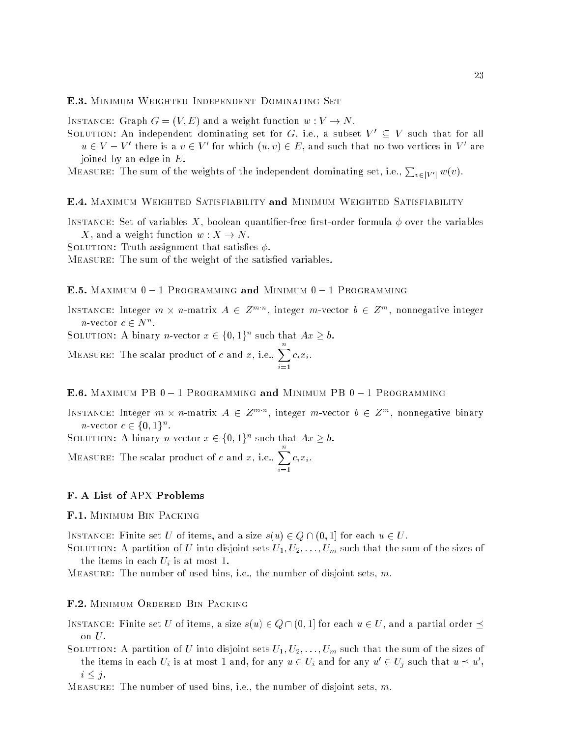### E.3. Minimum Weighted Independent Dominating Set

Instance: Graph $G = (V, E)$ and a weight function $w : V \to N$.

Solution: An independent dominating set for $G$, i.e., a subset $V' \subseteq V$ such that for all $u \in V - V'$ there is a $v \in V'$ for which $(u, v) \in E$, and such that no two vertices in $V'$ are joined by an edge in $E$.

Measure: The sum of the weights of the independent dominating set, i.e., $\sum_{v \in |V'|} w(v)$.

### E.4. Maximum Weighted Satisfiability and Minimum Weighted Satisfiability

Instance: Set of variables $X$, boolean quantifier-free first-order formula $\phi$ over the variables $X$, and a weight function $w : X \to N$.

Solution: Truth assignment that satisfies $\phi$.

Measure: The sum of the weight of the satisfied variables.

### E.5. Maximum $0 - 1$ Programming and Minimum $0 - 1$ Programming

Instance: Integer $m \times n$-matrix $A \in Z^{m \cdot n}$, integer $m$-vector $b \in Z^m$, nonnegative integer $n$-vector $c \in N^n$.

Solution: A binary $n$-vector $x \in \{0, 1\}^n$ such that $Ax \geq b$.

Measure: The scalar product of $c$ and $x$, i.e., $\sum_{i=1}^{n} c_i x_i$.

### E.6. Maximum PB $0 - 1$ Programming and Minimum PB $0 - 1$ Programming

Instance: Integer $m \times n$-matrix $A \in Z^{m \cdot n}$, integer $m$-vector $b \in Z^m$, nonnegative binary $n$-vector $c \in \{0, 1\}^n$.

Solution: A binary $n$-vector $x \in \{0, 1\}^n$ such that $Ax \geq b$.

Measure: The scalar product of $c$ and $x$, i.e., $\sum_{i=1}^{n} c_i x_i$.

## F. A List of APX Problems

### F.1. Minimum Bin Packing

Instance: Finite set $U$ of items, and a size $s(u) \in Q \cap (0, 1]$ for each $u \in U$.

Solution: A partition of $U$ into disjoint sets $U_1, U_2, \ldots, U_m$ such that the sum of the sizes of the items in each $U_i$ is at most 1.

Measure: The number of used bins, i.e., the number of disjoint sets, $m$.

### F.2. Minimum Ordered Bin Packing

Instance: Finite set $U$ of items, a size $s(u) \in Q \cap (0, 1]$ for each $u \in U$, and a partial order $\preceq$ on $U$.

Solution: A partition of $U$ into disjoint sets $U_1, U_2, \ldots, U_m$ such that the sum of the sizes of the items in each $U_i$ is at most 1 and, for any $u \in U_i$ and for any $u' \in U_j$ such that $u \preceq u'$, $i \leq j$.

Measure: The number of used bins, i.e., the number of disjoint sets, $m$.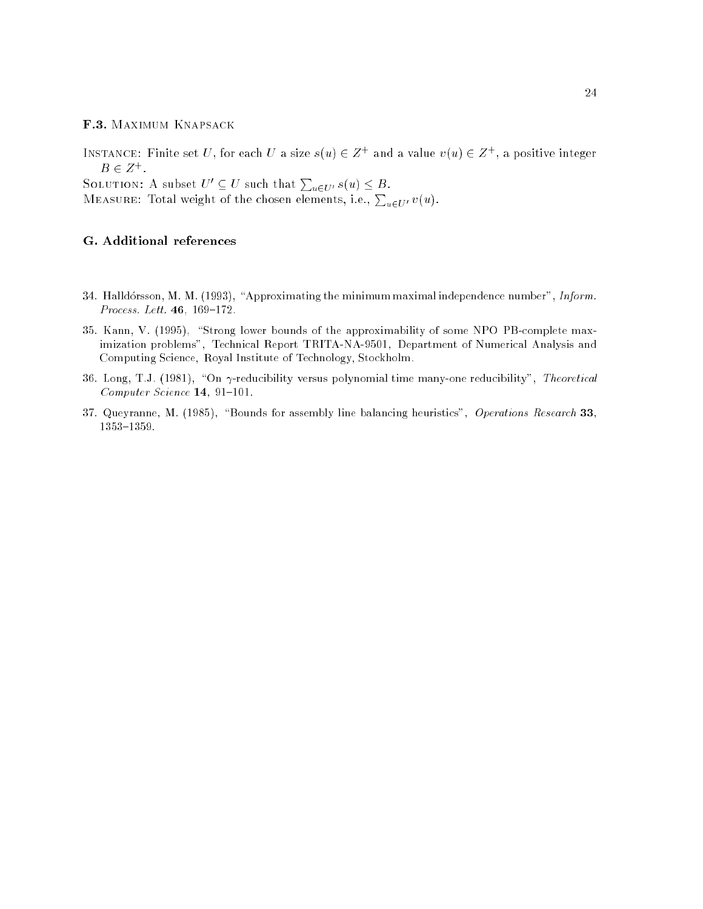### F.3. Maximum Knapsack

Instance: Finite set $U$, for each $U$ a size $s(u) \in Z^+$ and a value $v(u) \in Z^+$, a positive integer $B \in Z^+$.
Solution: A subset $U' \subseteq U$ such that $\sum_{u \in U'} s(u) \leq B$.
Measure: Total weight of the chosen elements, i.e., $\sum_{u \in U'} v(u)$.

## G. Additional references

34. Halldórsson, M. M. (1993), "Approximating the minimum maximal independence number", *Inform. Process. Lett.* **46**, 169–172.

35. Kann, V. (1995), "Strong lower bounds of the approximability of some NPO PB-complete maximization problems", Technical Report TRITA-NA-9501, Department of Numerical Analysis and Computing Science, Royal Institute of Technology, Stockholm.

36. Long, T.J. (1981), "On $\gamma$-reducibility versus polynomial time many-one reducibility", *Theoretical Computer Science* **14**, 91–101.

37. Queyranne, M. (1985), "Bounds for assembly line balancing heuristics", *Operations Research* **33**, 1353–1359.